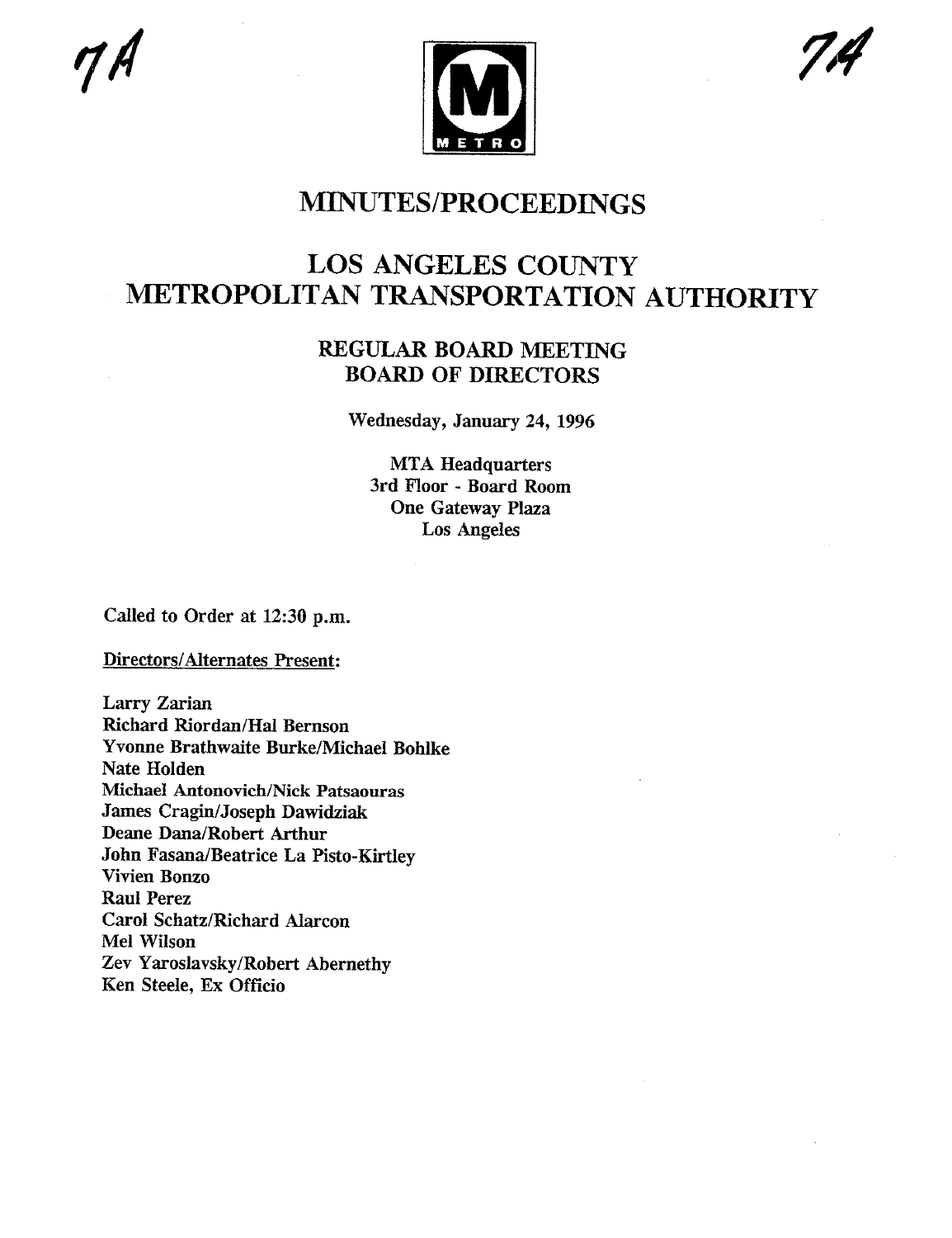# MINUTES/PROCEEDINGS

# LOS ANGELES COUNTY METROPOLITAN TRANSPORTATION AUTHORITY

## REGULAR BOARD MEETING BOARD OF DIRECTORS

Wednesday, January 24, 1996

MTA Headquarters
3rd Floor - Board Room
One Gateway Plaza
Los Angeles

Called to Order at 12:30 p.m.

Directors/Alternates Present:

Larry Zarian
Richard Riordan/Hal Bernson
Yvonne Brathwaite Burke/Michael Bohlke
Nate Holden
Michael Antonovich/Nick Patsaouras
James Cragin/Joseph Dawidziak
Deane Dana/Robert Arthur
John Fasana/Beatrice La Pisto-Kirtley
Vivien Bonzo
Raul Perez
Carol Schatz/Richard Alarcon
Mel Wilson
Zev Yaroslavsky/Robert Abernethy
Ken Steele, Ex Officio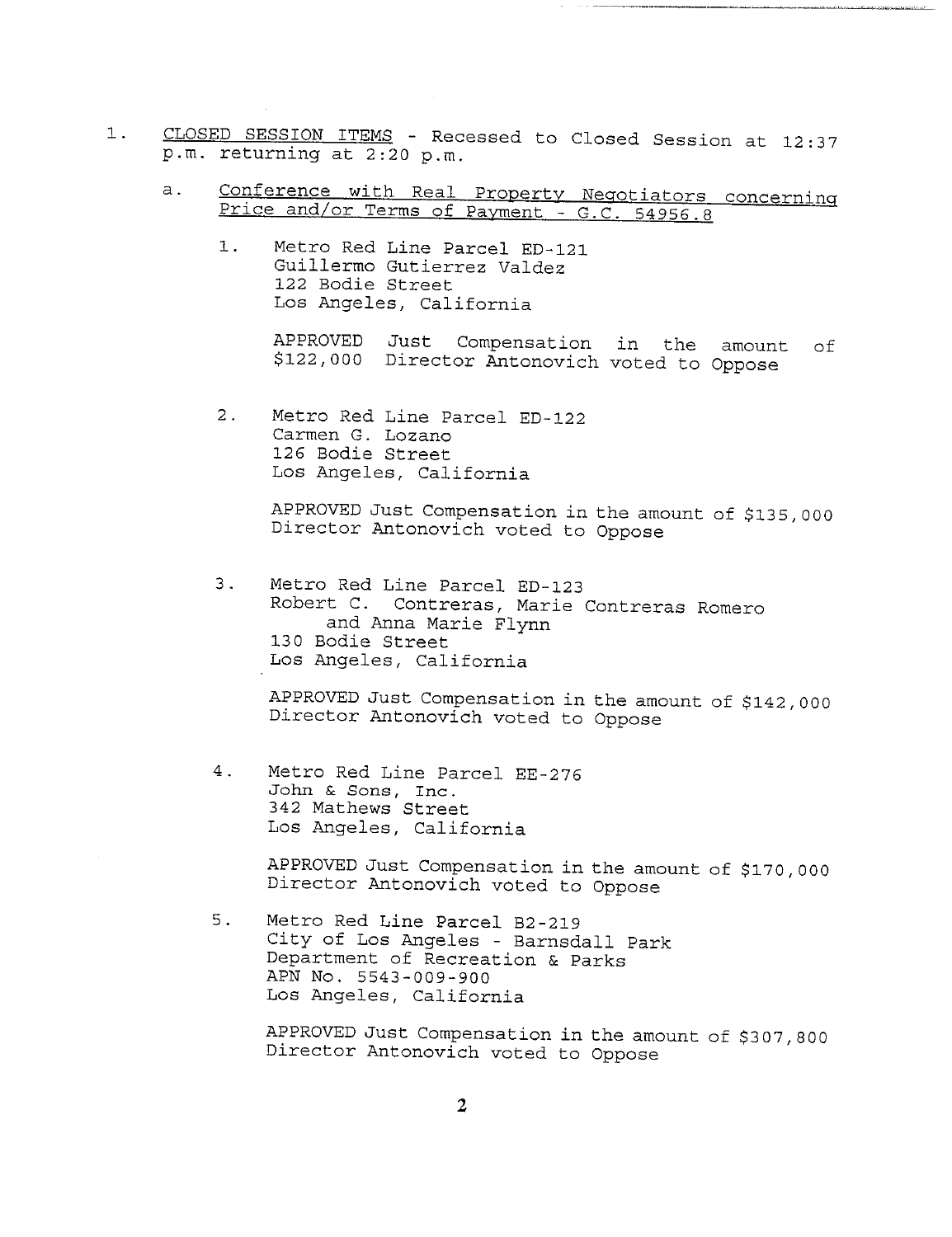1. <u>CLOSED SESSION ITEMS</u> - Recessed to Closed Session at 12:37 p.m. returning at 2:20 p.m.

   a. <u>Conference with Real Property Negotiators concerning Price and/or Terms of Payment - G.C. 54956.8</u>

      1. Metro Red Line Parcel ED-121
         Guillermo Gutierrez Valdez
         122 Bodie Street
         Los Angeles, California

         APPROVED Just Compensation in the amount of $122,000 Director Antonovich voted to Oppose

      2. Metro Red Line Parcel ED-122
         Carmen G. Lozano
         126 Bodie Street
         Los Angeles, California

         APPROVED Just Compensation in the amount of $135,000 Director Antonovich voted to Oppose

      3. Metro Red Line Parcel ED-123
         Robert C. Contreras, Marie Contreras Romero and Anna Marie Flynn
         130 Bodie Street
         Los Angeles, California

         APPROVED Just Compensation in the amount of $142,000 Director Antonovich voted to Oppose

      4. Metro Red Line Parcel EE-276
         John & Sons, Inc.
         342 Mathews Street
         Los Angeles, California

         APPROVED Just Compensation in the amount of $170,000 Director Antonovich voted to Oppose

      5. Metro Red Line Parcel B2-219
         City of Los Angeles - Barnsdall Park
         Department of Recreation & Parks
         APN No. 5543-009-900
         Los Angeles, California

         APPROVED Just Compensation in the amount of $307,800 Director Antonovich voted to Oppose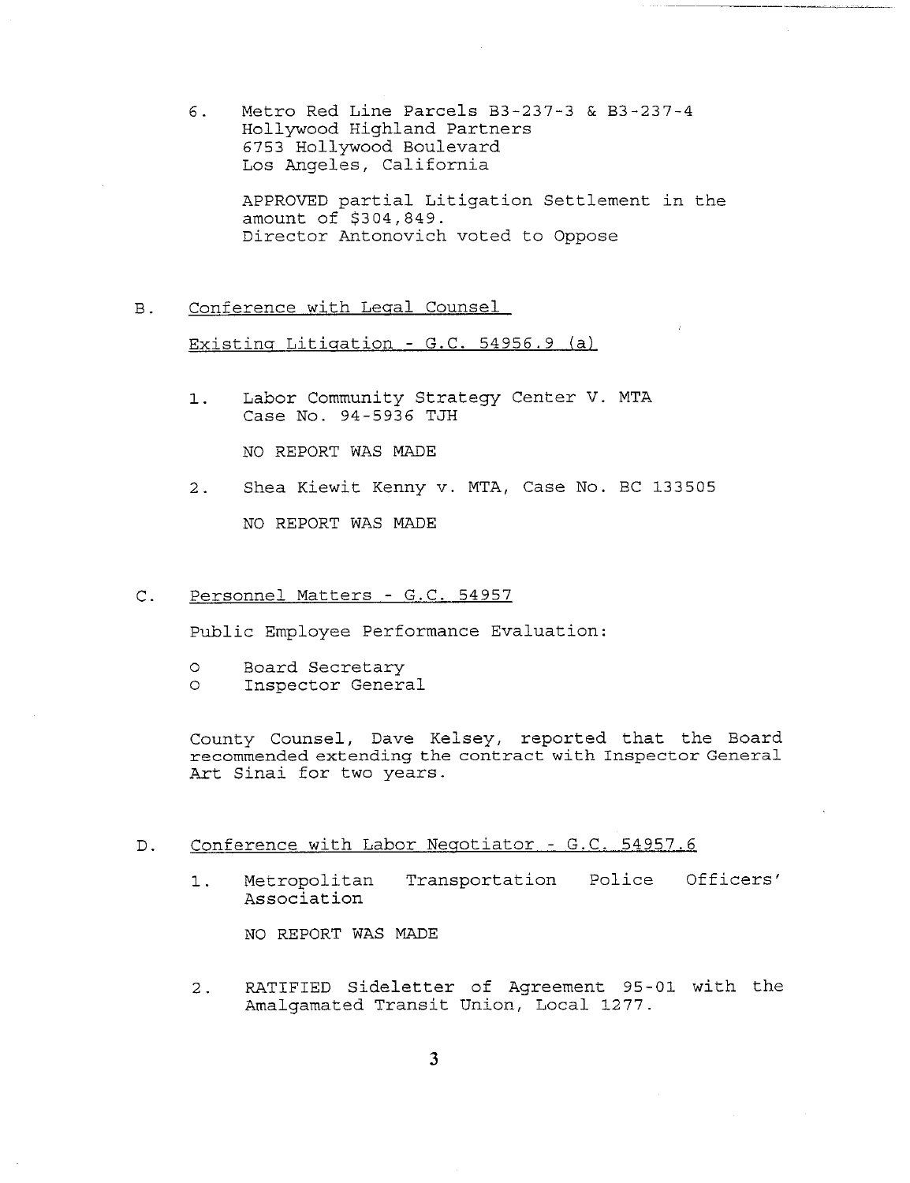6. Metro Red Line Parcels B3-237-3 & B3-237-4
   Hollywood Highland Partners
   6753 Hollywood Boulevard
   Los Angeles, California

   APPROVED partial Litigation Settlement in the amount of $304,849.
   Director Antonovich voted to Oppose

B. Conference with Legal Counsel

   Existing Litigation - G.C. 54956.9 (a)

   1. Labor Community Strategy Center V. MTA
      Case No. 94-5936 TJH

      NO REPORT WAS MADE

   2. Shea Kiewit Kenny v. MTA, Case No. BC 133505

      NO REPORT WAS MADE

C. Personnel Matters - G.C. 54957

   Public Employee Performance Evaluation:

   - Board Secretary
   - Inspector General

   County Counsel, Dave Kelsey, reported that the Board recommended extending the contract with Inspector General Art Sinai for two years.

D. Conference with Labor Negotiator - G.C. 54957.6

   1. Metropolitan Transportation Police Officers' Association

      NO REPORT WAS MADE

   2. RATIFIED Sideletter of Agreement 95-01 with the Amalgamated Transit Union, Local 1277.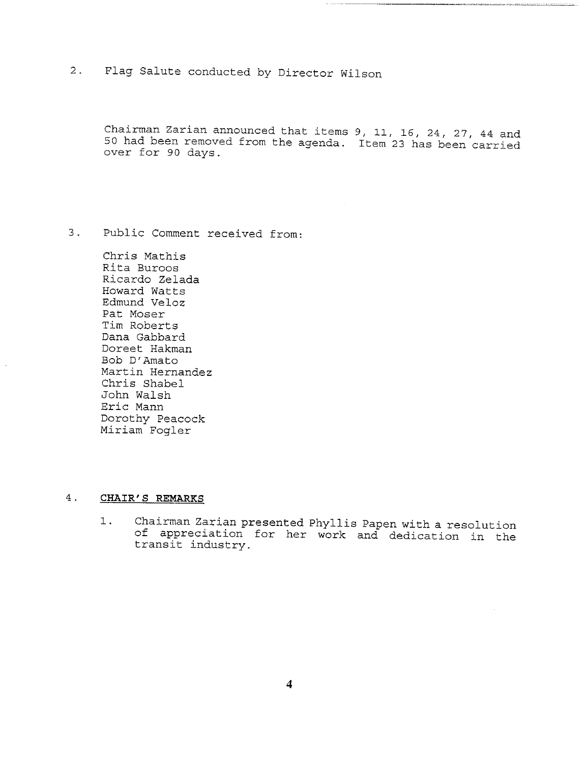2. Flag Salute conducted by Director Wilson

Chairman Zarian announced that items 9, 11, 16, 24, 27, 44 and 50 had been removed from the agenda. Item 23 has been carried over for 90 days.

3. Public Comment received from:

   Chris Mathis
   Rita Buroos
   Ricardo Zelada
   Howard Watts
   Edmund Veloz
   Pat Moser
   Tim Roberts
   Dana Gabbard
   Doreet Hakman
   Bob D'Amato
   Martin Hernandez
   Chris Shabel
   John Walsh
   Eric Mann
   Dorothy Peacock
   Miriam Fogler

4. **CHAIR'S REMARKS**

   1. Chairman Zarian presented Phyllis Papen with a resolution of appreciation for her work and dedication in the transit industry.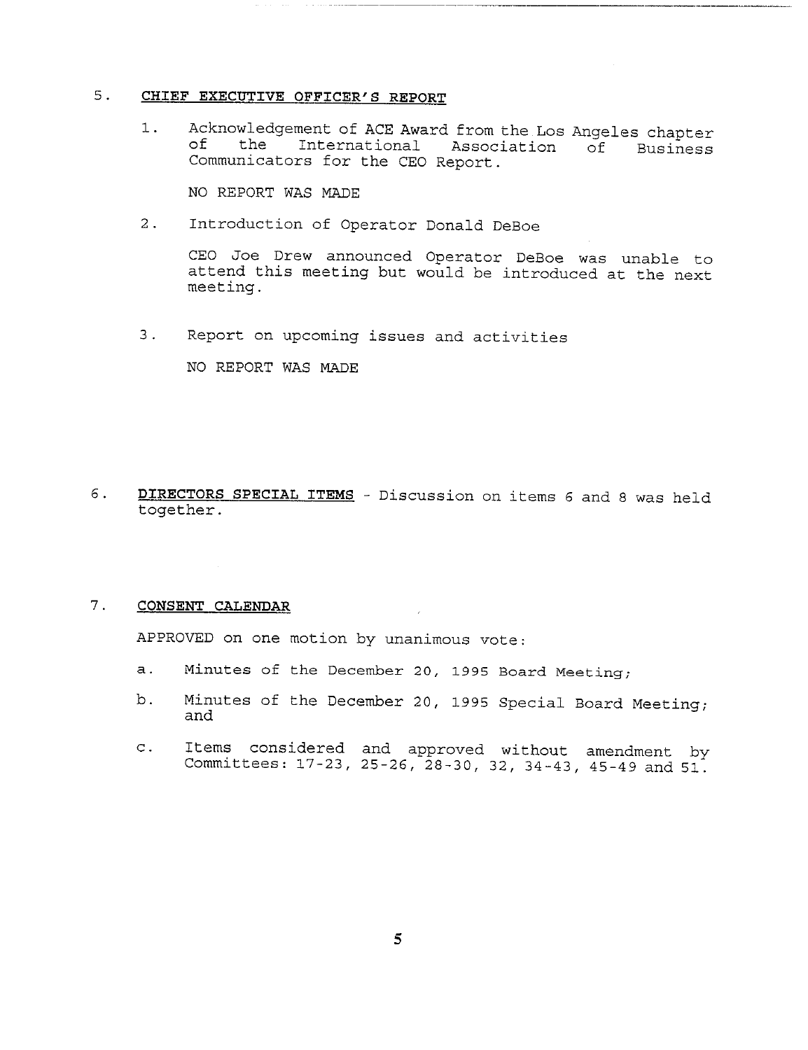## 5. **CHIEF EXECUTIVE OFFICER'S REPORT**

1. Acknowledgement of ACE Award from the Los Angeles chapter of the International Association of Business Communicators for the CEO Report.

   NO REPORT WAS MADE

2. Introduction of Operator Donald DeBoe

   CEO Joe Drew announced Operator DeBoe was unable to attend this meeting but would be introduced at the next meeting.

3. Report on upcoming issues and activities

   NO REPORT WAS MADE

## 6. **DIRECTORS SPECIAL ITEMS** - Discussion on items 6 and 8 was held together.

## 7. **CONSENT CALENDAR**

APPROVED on one motion by unanimous vote:

a. Minutes of the December 20, 1995 Board Meeting;

b. Minutes of the December 20, 1995 Special Board Meeting; and

c. Items considered and approved without amendment by Committees: 17-23, 25-26, 28-30, 32, 34-43, 45-49 and 51.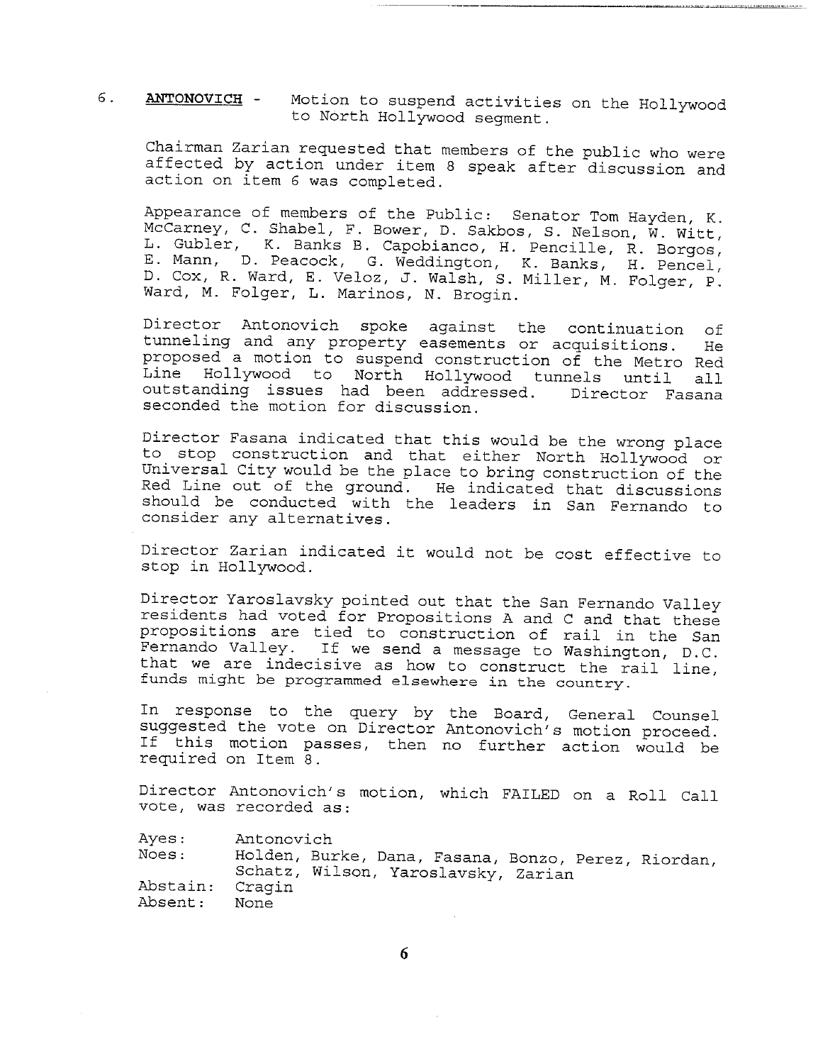6. **ANTONOVICH** - Motion to suspend activities on the Hollywood to North Hollywood segment.

Chairman Zarian requested that members of the public who were affected by action under item 8 speak after discussion and action on item 6 was completed.

Appearance of members of the Public: Senator Tom Hayden, K. McCarney, C. Shabel, F. Bower, D. Sakbos, S. Nelson, W. Witt, L. Gubler, K. Banks B. Capobianco, H. Pencille, R. Borgos, E. Mann, D. Peacock, G. Weddington, K. Banks, H. Pencel, D. Cox, R. Ward, E. Veloz, J. Walsh, S. Miller, M. Folger, P. Ward, M. Folger, L. Marinos, N. Brogin.

Director Antonovich spoke against the continuation of tunneling and any property easements or acquisitions. He proposed a motion to suspend construction of the Metro Red Line Hollywood to North Hollywood tunnels until all outstanding issues had been addressed. Director Fasana seconded the motion for discussion.

Director Fasana indicated that this would be the wrong place to stop construction and that either North Hollywood or Universal City would be the place to bring construction of the Red Line out of the ground. He indicated that discussions should be conducted with the leaders in San Fernando to consider any alternatives.

Director Zarian indicated it would not be cost effective to stop in Hollywood.

Director Yaroslavsky pointed out that the San Fernando Valley residents had voted for Propositions A and C and that these propositions are tied to construction of rail in the San Fernando Valley. If we send a message to Washington, D.C. that we are indecisive as how to construct the rail line, funds might be programmed elsewhere in the country.

In response to the query by the Board, General Counsel suggested the vote on Director Antonovich's motion proceed. If this motion passes, then no further action would be required on Item 8.

Director Antonovich's motion, which FAILED on a Roll Call vote, was recorded as:

Ayes: Antonovich
Noes: Holden, Burke, Dana, Fasana, Bonzo, Perez, Riordan, Schatz, Wilson, Yaroslavsky, Zarian
Abstain: Cragin
Absent: None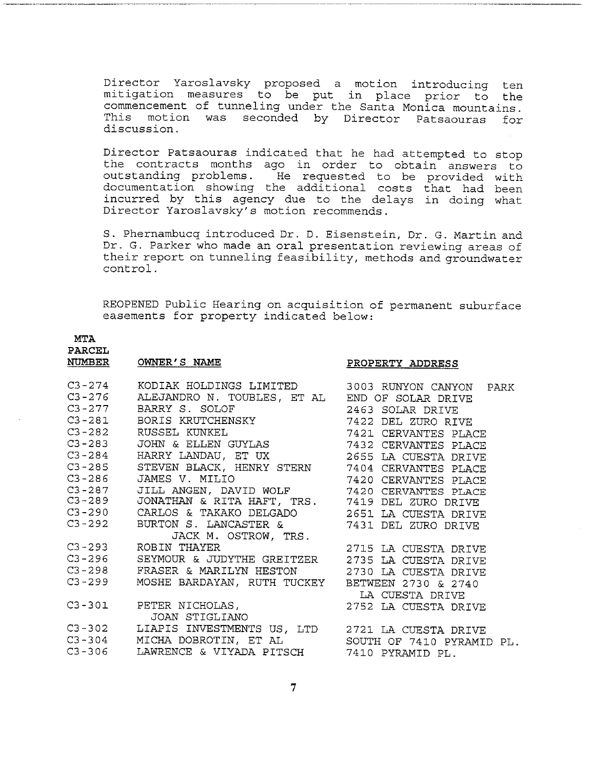Director Yaroslavsky proposed a motion introducing ten mitigation measures to be put in place prior to the commencement of tunneling under the Santa Monica mountains. This motion was seconded by Director Patsaouras for discussion.

Director Patsaouras indicated that he had attempted to stop the contracts months ago in order to obtain answers to outstanding problems. He requested to be provided with documentation showing the additional costs that had been incurred by this agency due to the delays in doing what Director Yaroslavsky's motion recommends.

S. Phernambucq introduced Dr. D. Eisenstein, Dr. G. Martin and Dr. G. Parker who made an oral presentation reviewing areas of their report on tunneling feasibility, methods and groundwater control.

REOPENED Public Hearing on acquisition of permanent suburface easements for property indicated below:

| MTA PARCEL NUMBER | OWNER'S NAME | PROPERTY ADDRESS |
|---|---|---|
| C3-274 | KODIAK HOLDINGS LIMITED | 3003 RUNYON CANYON PARK |
| C3-276 | ALEJANDRO N. TOUBLES, ET AL | END OF SOLAR DRIVE |
| C3-277 | BARRY S. SOLOF | 2463 SOLAR DRIVE |
| C3-281 | BORIS KRUTCHENSKY | 7422 DEL ZURO RIVE |
| C3-282 | RUSSEL KUNKEL | 7421 CERVANTES PLACE |
| C3-283 | JOHN & ELLEN GUYLAS | 7432 CERVANTES PLACE |
| C3-284 | HARRY LANDAU, ET UX | 2655 LA CUESTA DRIVE |
| C3-285 | STEVEN BLACK, HENRY STERN | 7404 CERVANTES PLACE |
| C3-286 | JAMES V. MILIO | 7420 CERVANTES PLACE |
| C3-287 | JILL ANGEN, DAVID WOLF | 7420 CERVANTES PLACE |
| C3-289 | JONATHAN & RITA HAFT, TRS. | 7419 DEL ZURO DRIVE |
| C3-290 | CARLOS & TAKAKO DELGADO | 2651 LA CUESTA DRIVE |
| C3-292 | BURTON S. LANCASTER & JACK M. OSTROW, TRS. | 7431 DEL ZURO DRIVE |
| C3-293 | ROBIN THAYER | 2715 LA CUESTA DRIVE |
| C3-296 | SEYMOUR & JUDYTHE GREITZER | 2735 LA CUESTA DRIVE |
| C3-298 | FRASER & MARILYN HESTON | 2730 LA CUESTA DRIVE |
| C3-299 | MOSHE BARDAYAN, RUTH TUCKEY | BETWEEN 2730 & 2740 LA CUESTA DRIVE |
| C3-301 | PETER NICHOLAS, JOAN STIGLIANO | 2752 LA CUESTA DRIVE |
| C3-302 | LIAPIS INVESTMENTS US, LTD | 2721 LA CUESTA DRIVE |
| C3-304 | MICHA DOBROTIN, ET AL | SOUTH OF 7410 PYRAMID PL. |
| C3-306 | LAWRENCE & VIYADA PITSCH | 7410 PYRAMID PL. |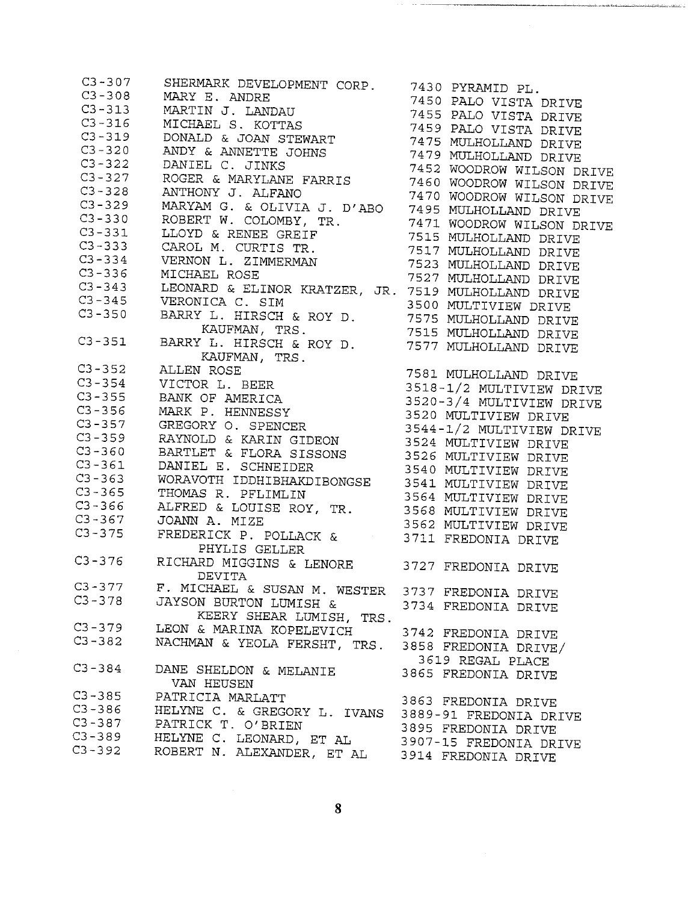| | | |
|---|---|---|
| C3-307 | SHERMARK DEVELOPMENT CORP. | 7430 PYRAMID PL. |
| C3-308 | MARY E. ANDRE | 7450 PALO VISTA DRIVE |
| C3-313 | MARTIN J. LANDAU | 7455 PALO VISTA DRIVE |
| C3-316 | MICHAEL S. KOTTAS | 7459 PALO VISTA DRIVE |
| C3-319 | DONALD & JOAN STEWART | 7475 MULHOLLAND DRIVE |
| C3-320 | ANDY & ANNETTE JOHNS | 7479 MULHOLLAND DRIVE |
| C3-322 | DANIEL C. JINKS | 7452 WOODROW WILSON DRIVE |
| C3-327 | ROGER & MARYLANE FARRIS | 7460 WOODROW WILSON DRIVE |
| C3-328 | ANTHONY J. ALFANO | 7470 WOODROW WILSON DRIVE |
| C3-329 | MARYAM G. & OLIVIA J. D'ABO | 7495 MULHOLLAND DRIVE |
| C3-330 | ROBERT W. COLOMBY, TR. | 7471 WOODROW WILSON DRIVE |
| C3-331 | LLOYD & RENEE GREIF | 7515 MULHOLLAND DRIVE |
| C3-333 | CAROL M. CURTIS TR. | 7517 MULHOLLAND DRIVE |
| C3-334 | VERNON L. ZIMMERMAN | 7523 MULHOLLAND DRIVE |
| C3-336 | MICHAEL ROSE | 7527 MULHOLLAND DRIVE |
| C3-343 | LEONARD & ELINOR KRATZER, JR. | 7519 MULHOLLAND DRIVE |
| C3-345 | VERONICA C. SIM | 3500 MULTIVIEW DRIVE |
| C3-350 | BARRY L. HIRSCH & ROY D. KAUFMAN, TRS. | 7575 MULHOLLAND DRIVE<br>7515 MULHOLLAND DRIVE |
| C3-351 | BARRY L. HIRSCH & ROY D. KAUFMAN, TRS. | 7577 MULHOLLAND DRIVE |
| C3-352 | ALLEN ROSE | 7581 MULHOLLAND DRIVE |
| C3-354 | VICTOR L. BEER | 3518-1/2 MULTIVIEW DRIVE |
| C3-355 | BANK OF AMERICA | 3520-3/4 MULTIVIEW DRIVE |
| C3-356 | MARK P. HENNESSY | 3520 MULTIVIEW DRIVE |
| C3-357 | GREGORY O. SPENCER | 3544-1/2 MULTIVIEW DRIVE |
| C3-359 | RAYNOLD & KARIN GIDEON | 3524 MULTIVIEW DRIVE |
| C3-360 | BARTLET & FLORA SISSONS | 3526 MULTIVIEW DRIVE |
| C3-361 | DANIEL E. SCHNEIDER | 3540 MULTIVIEW DRIVE |
| C3-363 | WORAVOTH IDDHIBHAKDIBONGSE | 3541 MULTIVIEW DRIVE |
| C3-365 | THOMAS R. PFLIMLIN | 3564 MULTIVIEW DRIVE |
| C3-366 | ALFRED & LOUISE ROY, TR. | 3568 MULTIVIEW DRIVE |
| C3-367 | JOANN A. MIZE | 3562 MULTIVIEW DRIVE |
| C3-375 | FREDERICK P. POLLACK & PHYLIS GELLER | 3711 FREDONIA DRIVE |
| C3-376 | RICHARD MIGGINS & LENORE DEVITA | 3727 FREDONIA DRIVE |
| C3-377 | F. MICHAEL & SUSAN M. WESTER | 3737 FREDONIA DRIVE |
| C3-378 | JAYSON BURTON LUMISH & KEERY SHEAR LUMISH, TRS. | 3734 FREDONIA DRIVE |
| C3-379 | LEON & MARINA KOPELEVICH | 3742 FREDONIA DRIVE |
| C3-382 | NACHMAN & YEOLA FERSHT, TRS. | 3858 FREDONIA DRIVE/ 3619 REGAL PLACE |
| C3-384 | DANE SHELDON & MELANIE VAN HEUSEN | 3865 FREDONIA DRIVE |
| C3-385 | PATRICIA MARLATT | 3863 FREDONIA DRIVE |
| C3-386 | HELYNE C. & GREGORY L. IVANS | 3889-91 FREDONIA DRIVE |
| C3-387 | PATRICK T. O'BRIEN | 3895 FREDONIA DRIVE |
| C3-389 | HELYNE C. LEONARD, ET AL | 3907-15 FREDONIA DRIVE |
| C3-392 | ROBERT N. ALEXANDER, ET AL | 3914 FREDONIA DRIVE |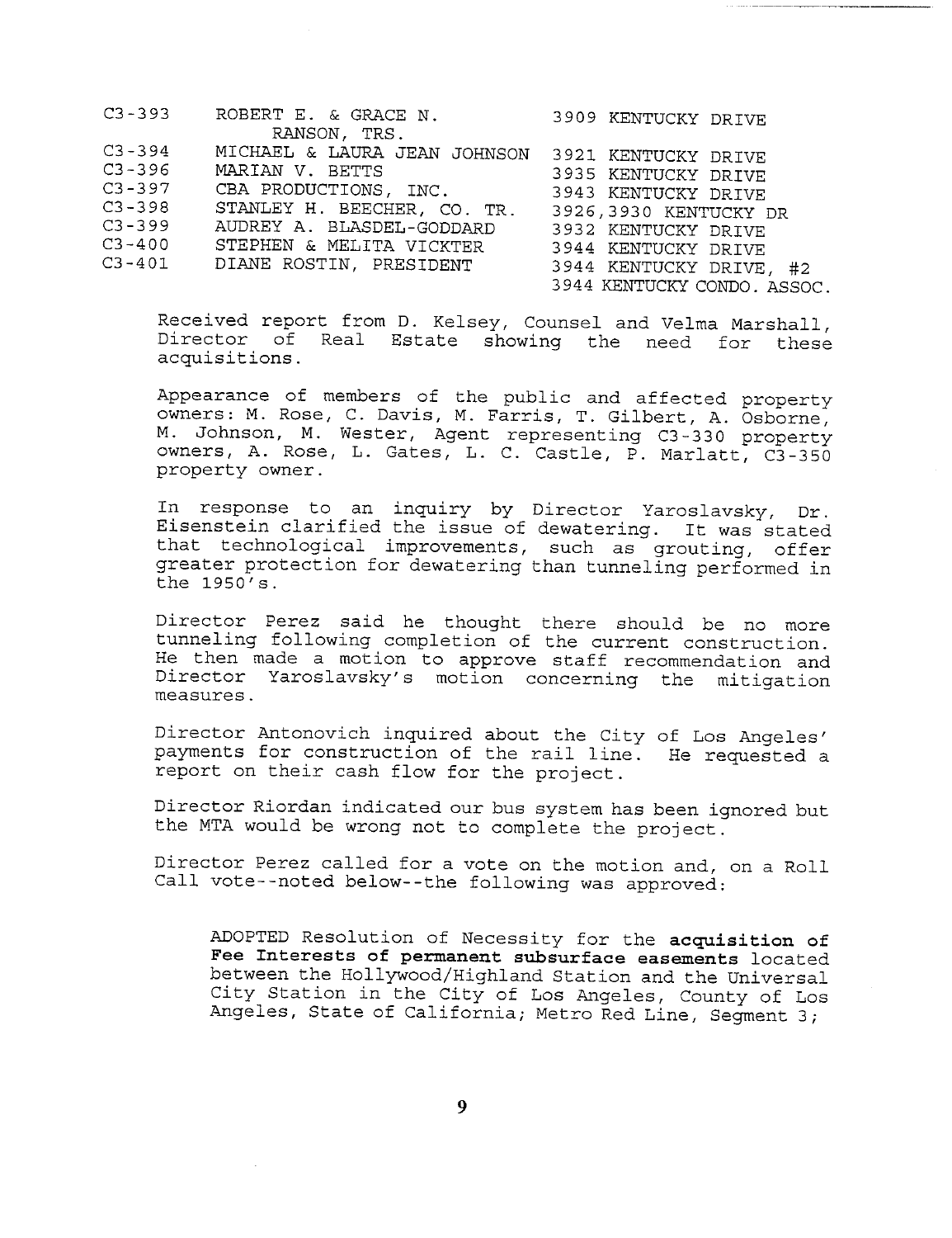| | | |
|---|---|---|
| C3-393 | ROBERT E. & GRACE N. RANSON, TRS. | 3909 KENTUCKY DRIVE |
| C3-394 | MICHAEL & LAURA JEAN JOHNSON | 3921 KENTUCKY DRIVE |
| C3-396 | MARIAN V. BETTS | 3935 KENTUCKY DRIVE |
| C3-397 | CBA PRODUCTIONS, INC. | 3943 KENTUCKY DRIVE |
| C3-398 | STANLEY H. BEECHER, CO. TR. | 3926,3930 KENTUCKY DR |
| C3-399 | AUDREY A. BLASDEL-GODDARD | 3932 KENTUCKY DRIVE |
| C3-400 | STEPHEN & MELITA VICKTER | 3944 KENTUCKY DRIVE |
| C3-401 | DIANE ROSTIN, PRESIDENT | 3944 KENTUCKY DRIVE, #2 3944 KENTUCKY CONDO. ASSOC. |

Received report from D. Kelsey, Counsel and Velma Marshall, Director of Real Estate showing the need for these acquisitions.

Appearance of members of the public and affected property owners: M. Rose, C. Davis, M. Farris, T. Gilbert, A. Osborne, M. Johnson, M. Wester, Agent representing C3-330 property owners, A. Rose, L. Gates, L. C. Castle, P. Marlatt, C3-350 property owner.

In response to an inquiry by Director Yaroslavsky, Dr. Eisenstein clarified the issue of dewatering. It was stated that technological improvements, such as grouting, offer greater protection for dewatering than tunneling performed in the 1950's.

Director Perez said he thought there should be no more tunneling following completion of the current construction. He then made a motion to approve staff recommendation and Director Yaroslavsky's motion concerning the mitigation measures.

Director Antonovich inquired about the City of Los Angeles' payments for construction of the rail line. He requested a report on their cash flow for the project.

Director Riordan indicated our bus system has been ignored but the MTA would be wrong not to complete the project.

Director Perez called for a vote on the motion and, on a Roll Call vote--noted below--the following was approved:

> ADOPTED Resolution of Necessity for the **acquisition of Fee Interests of permanent subsurface easements** located between the Hollywood/Highland Station and the Universal City Station in the City of Los Angeles, County of Los Angeles, State of California; Metro Red Line, Segment 3;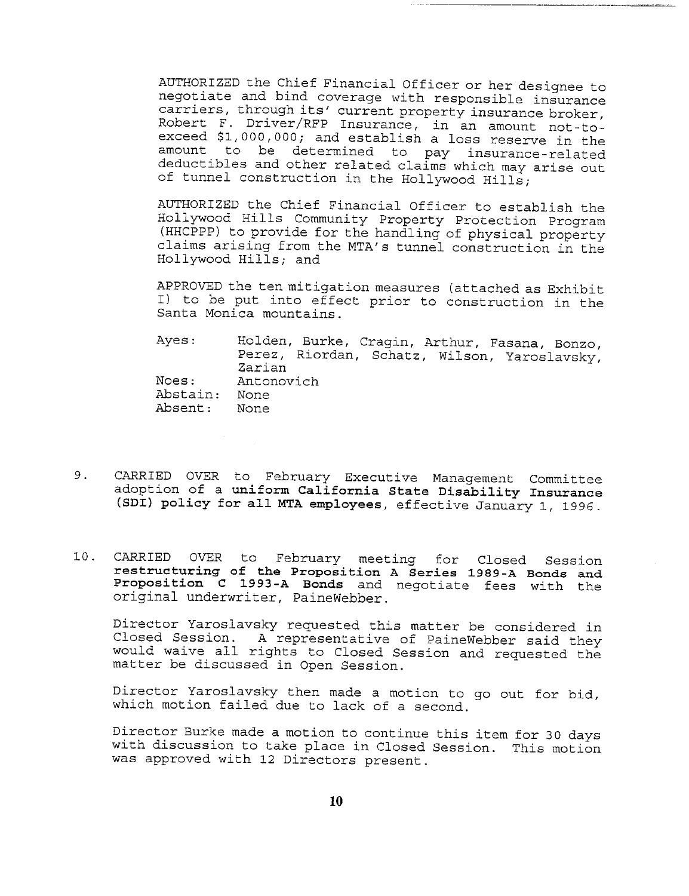AUTHORIZED the Chief Financial Officer or her designee to negotiate and bind coverage with responsible insurance carriers, through its' current property insurance broker, Robert F. Driver/RFP Insurance, in an amount not-to-exceed $1,000,000; and establish a loss reserve in the amount to be determined to pay insurance-related deductibles and other related claims which may arise out of tunnel construction in the Hollywood Hills;

AUTHORIZED the Chief Financial Officer to establish the Hollywood Hills Community Property Protection Program (HHCPPP) to provide for the handling of physical property claims arising from the MTA's tunnel construction in the Hollywood Hills; and

APPROVED the ten mitigation measures (attached as Exhibit I) to be put into effect prior to construction in the Santa Monica mountains.

| | |
|---|---|
| Ayes: | Holden, Burke, Cragin, Arthur, Fasana, Bonzo, Perez, Riordan, Schatz, Wilson, Yaroslavsky, Zarian |
| Noes: | Antonovich |
| Abstain: | None |
| Absent: | None |

9. CARRIED OVER to February Executive Management Committee adoption of a **uniform California State Disability Insurance (SDI) policy for all MTA employees**, effective January 1, 1996.

10. CARRIED OVER to February meeting for Closed Session **restructuring of the Proposition A Series 1989-A Bonds and Proposition C 1993-A Bonds** and negotiate fees with the original underwriter, PaineWebber.

    Director Yaroslavsky requested this matter be considered in Closed Session. A representative of PaineWebber said they would waive all rights to Closed Session and requested the matter be discussed in Open Session.

    Director Yaroslavsky then made a motion to go out for bid, which motion failed due to lack of a second.

    Director Burke made a motion to continue this item for 30 days with discussion to take place in Closed Session. This motion was approved with 12 Directors present.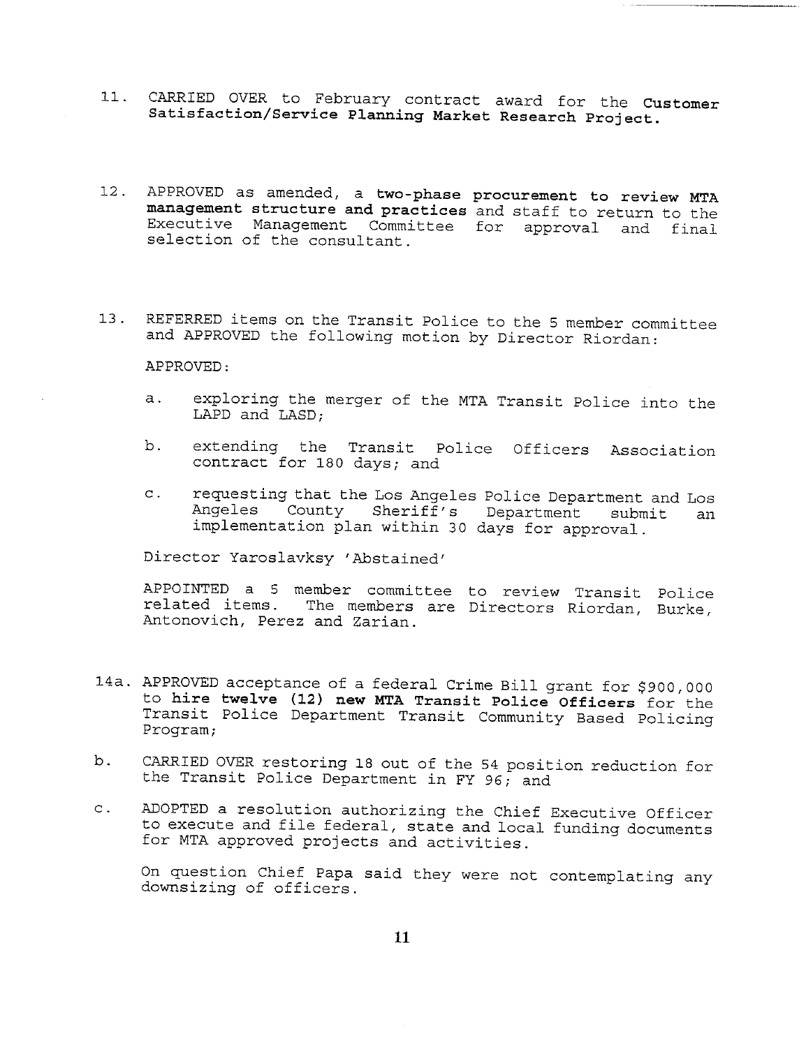11. CARRIED OVER to February contract award for the **Customer Satisfaction/Service Planning Market Research Project.**

12. APPROVED as amended, a **two-phase procurement to review MTA management structure and practices** and staff to return to the Executive Management Committee for approval and final selection of the consultant.

13. REFERRED items on the Transit Police to the 5 member committee and APPROVED the following motion by Director Riordan:

    APPROVED:

    a. exploring the merger of the MTA Transit Police into the LAPD and LASD;

    b. extending the Transit Police Officers Association contract for 180 days; and

    c. requesting that the Los Angeles Police Department and Los Angeles County Sheriff's Department submit an implementation plan within 30 days for approval.

    Director Yaroslavksy 'Abstained'

    APPOINTED a 5 member committee to review Transit Police related items. The members are Directors Riordan, Burke, Antonovich, Perez and Zarian.

14a. APPROVED acceptance of a federal Crime Bill grant for $900,000 to **hire twelve (12) new MTA Transit Police Officers** for the Transit Police Department Transit Community Based Policing Program;

b. CARRIED OVER restoring 18 out of the 54 position reduction for the Transit Police Department in FY 96; and

c. ADOPTED a resolution authorizing the Chief Executive Officer to execute and file federal, state and local funding documents for MTA approved projects and activities.

   On question Chief Papa said they were not contemplating any downsizing of officers.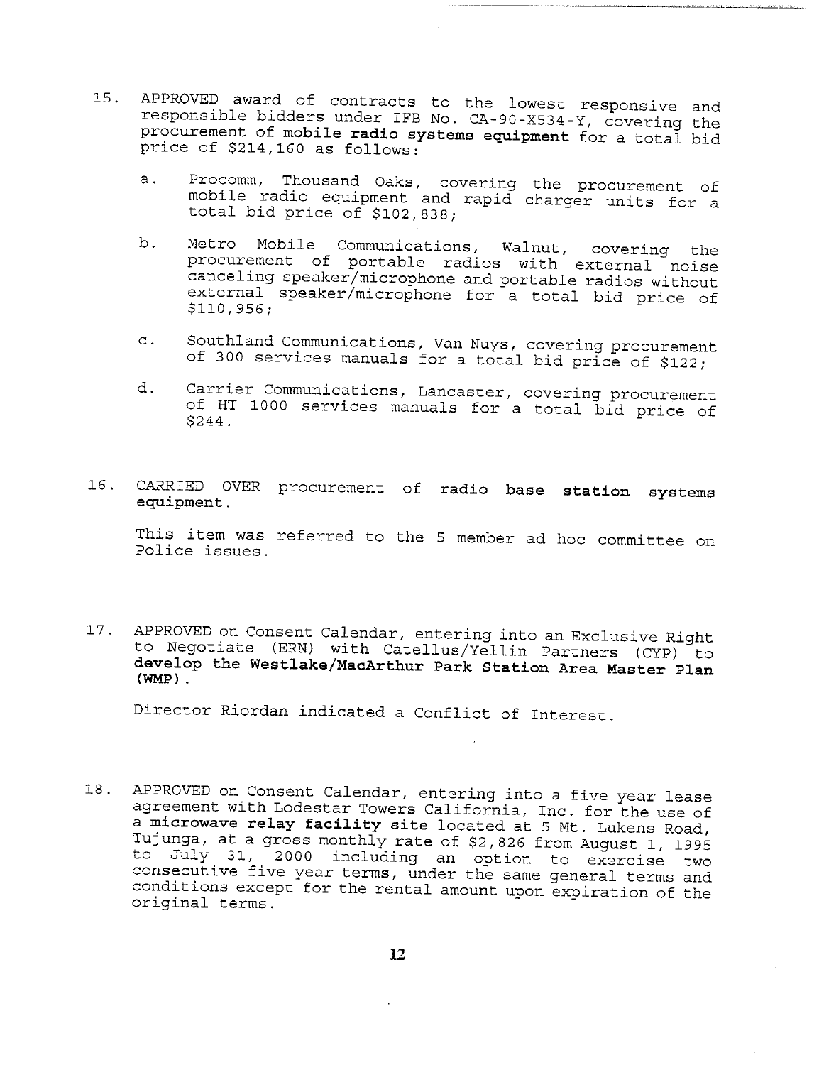15. APPROVED award of contracts to the lowest responsive and responsible bidders under IFB No. CA-90-X534-Y, covering the procurement of **mobile radio systems equipment** for a total bid price of $214,160 as follows:

    a. Procomm, Thousand Oaks, covering the procurement of mobile radio equipment and rapid charger units for a total bid price of $102,838;

    b. Metro Mobile Communications, Walnut, covering the procurement of portable radios with external noise canceling speaker/microphone and portable radios without external speaker/microphone for a total bid price of $110,956;

    c. Southland Communications, Van Nuys, covering procurement of 300 services manuals for a total bid price of $122;

    d. Carrier Communications, Lancaster, covering procurement of HT 1000 services manuals for a total bid price of $244.

16. CARRIED OVER procurement of **radio base station systems equipment.**

    This item was referred to the 5 member ad hoc committee on Police issues.

17. APPROVED on Consent Calendar, entering into an Exclusive Right to Negotiate (ERN) with Catellus/Yellin Partners (CYP) to **develop the Westlake/MacArthur Park Station Area Master Plan (WMP).**

    Director Riordan indicated a Conflict of Interest.

18. APPROVED on Consent Calendar, entering into a five year lease agreement with Lodestar Towers California, Inc. for the use of a **microwave relay facility site** located at 5 Mt. Lukens Road, Tujunga, at a gross monthly rate of $2,826 from August 1, 1995 to July 31, 2000 including an option to exercise two consecutive five year terms, under the same general terms and conditions except for the rental amount upon expiration of the original terms.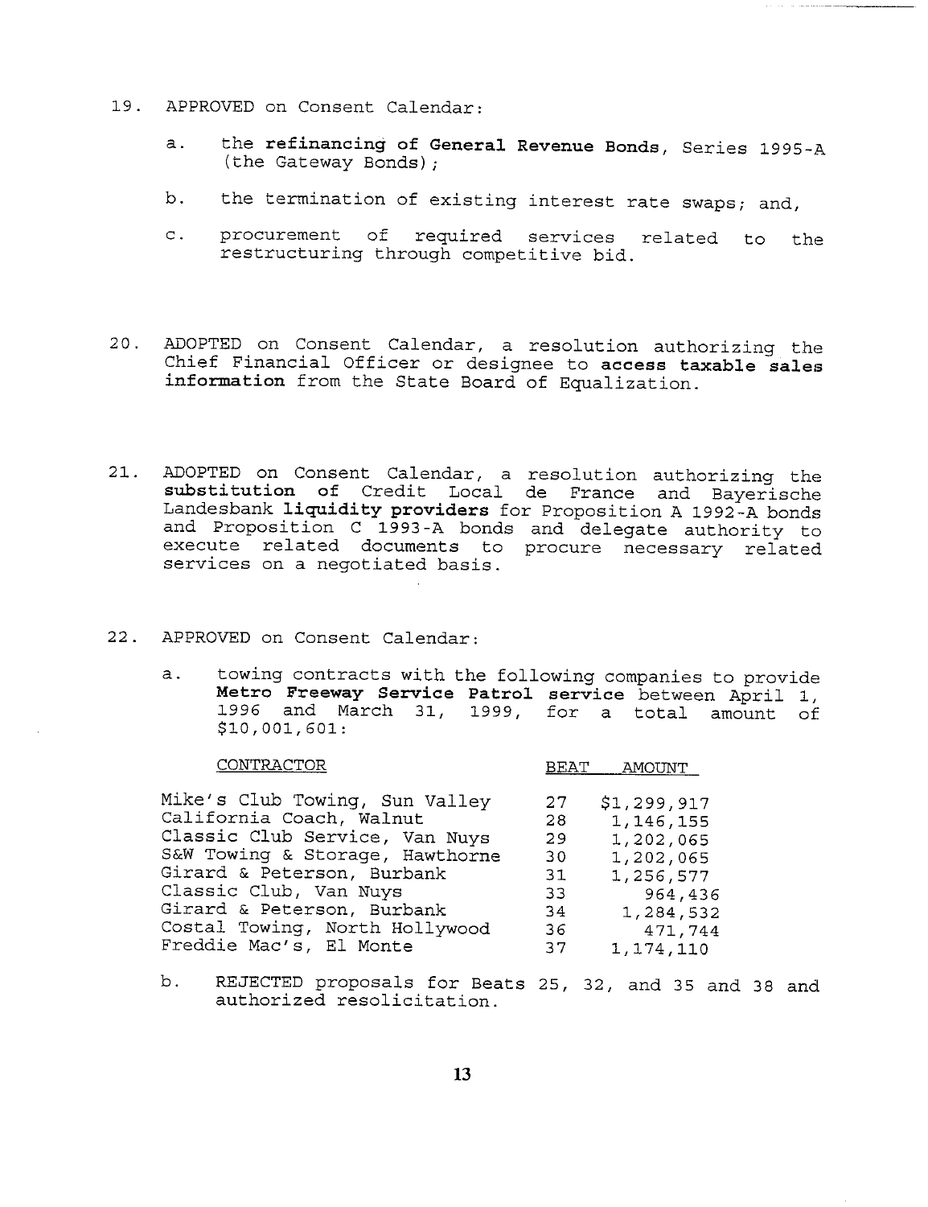19. APPROVED on Consent Calendar:

    a. the **refinancing of General Revenue Bonds**, Series 1995-A (the Gateway Bonds);

    b. the termination of existing interest rate swaps; and,

    c. procurement of required services related to the restructuring through competitive bid.

20. ADOPTED on Consent Calendar, a resolution authorizing the Chief Financial Officer or designee to **access taxable sales information** from the State Board of Equalization.

21. ADOPTED on Consent Calendar, a resolution authorizing the **substitution of** Credit Local de France and Bayerische Landesbank **liquidity providers** for Proposition A 1992-A bonds and Proposition C 1993-A bonds and delegate authority to execute related documents to procure necessary related services on a negotiated basis.

22. APPROVED on Consent Calendar:

    a. towing contracts with the following companies to provide **Metro Freeway Service Patrol service** between April 1, 1996 and March 31, 1999, for a total amount of $10,001,601:

| CONTRACTOR | BEAT | AMOUNT |
|---|---|---|
| Mike's Club Towing, Sun Valley | 27 | $1,299,917 |
| California Coach, Walnut | 28 | 1,146,155 |
| Classic Club Service, Van Nuys | 29 | 1,202,065 |
| S&W Towing & Storage, Hawthorne | 30 | 1,202,065 |
| Girard & Peterson, Burbank | 31 | 1,256,577 |
| Classic Club, Van Nuys | 33 | 964,436 |
| Girard & Peterson, Burbank | 34 | 1,284,532 |
| Costal Towing, North Hollywood | 36 | 471,744 |
| Freddie Mac's, El Monte | 37 | 1,174,110 |

    b. REJECTED proposals for Beats 25, 32, and 35 and 38 and authorized resolicitation.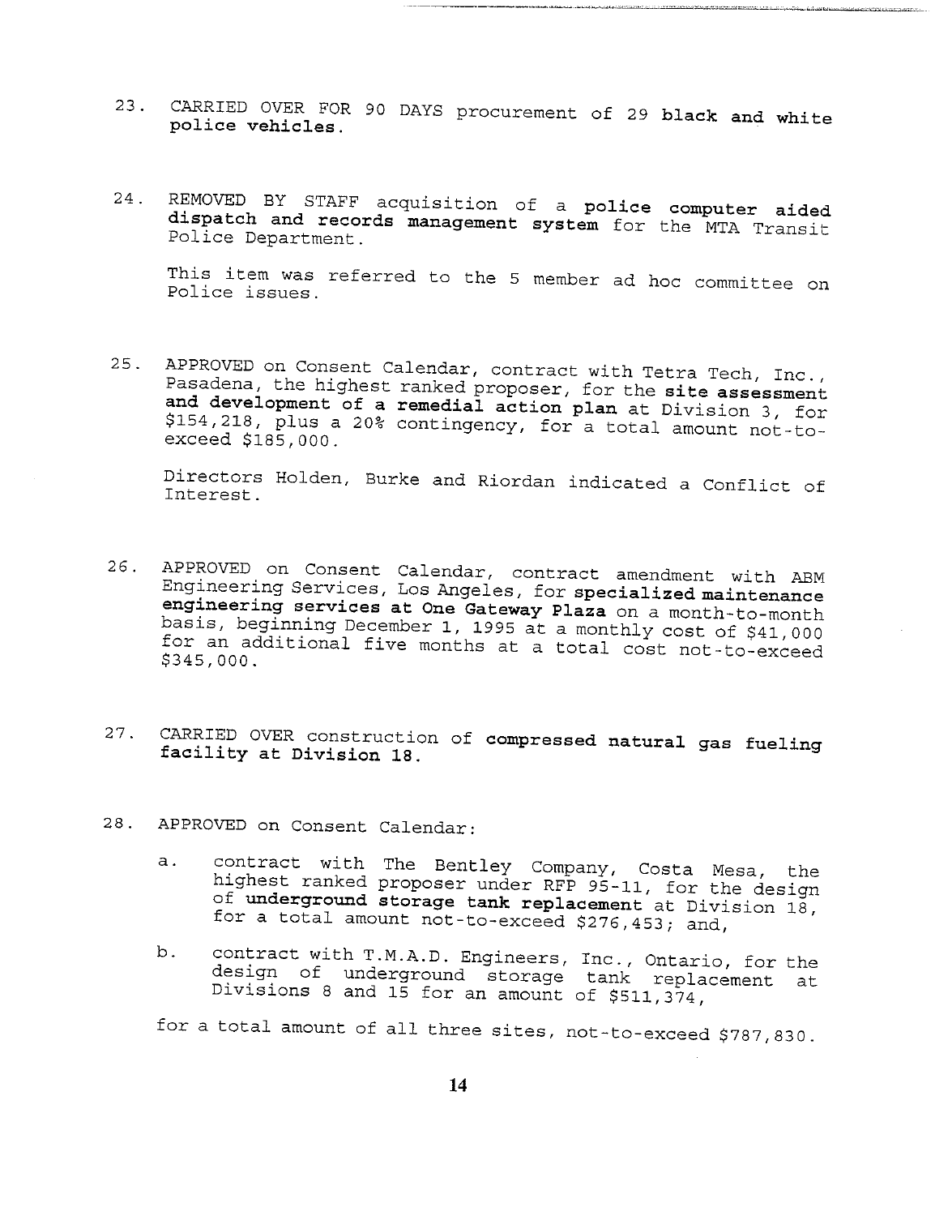23. CARRIED OVER FOR 90 DAYS procurement of 29 **black and white police vehicles.**

24. REMOVED BY STAFF acquisition of a **police computer aided dispatch and records management system** for the MTA Transit Police Department.

    This item was referred to the 5 member ad hoc committee on Police issues.

25. APPROVED on Consent Calendar, contract with Tetra Tech, Inc., Pasadena, the highest ranked proposer, for the **site assessment and development of a remedial action plan** at Division 3, for $154,218, plus a 20% contingency, for a total amount not-to-exceed $185,000.

    Directors Holden, Burke and Riordan indicated a Conflict of Interest.

26. APPROVED on Consent Calendar, contract amendment with ABM Engineering Services, Los Angeles, for **specialized maintenance engineering services at One Gateway Plaza** on a month-to-month basis, beginning December 1, 1995 at a monthly cost of $41,000 for an additional five months at a total cost not-to-exceed $345,000.

27. CARRIED OVER construction of **compressed natural gas fueling facility at Division 18.**

28. APPROVED on Consent Calendar:

    a. contract with The Bentley Company, Costa Mesa, the highest ranked proposer under RFP 95-11, for the design of **underground storage tank replacement** at Division 18, for a total amount not-to-exceed $276,453; and,

    b. contract with T.M.A.D. Engineers, Inc., Ontario, for the design of underground storage tank replacement at Divisions 8 and 15 for an amount of $511,374,

    for a total amount of all three sites, not-to-exceed $787,830.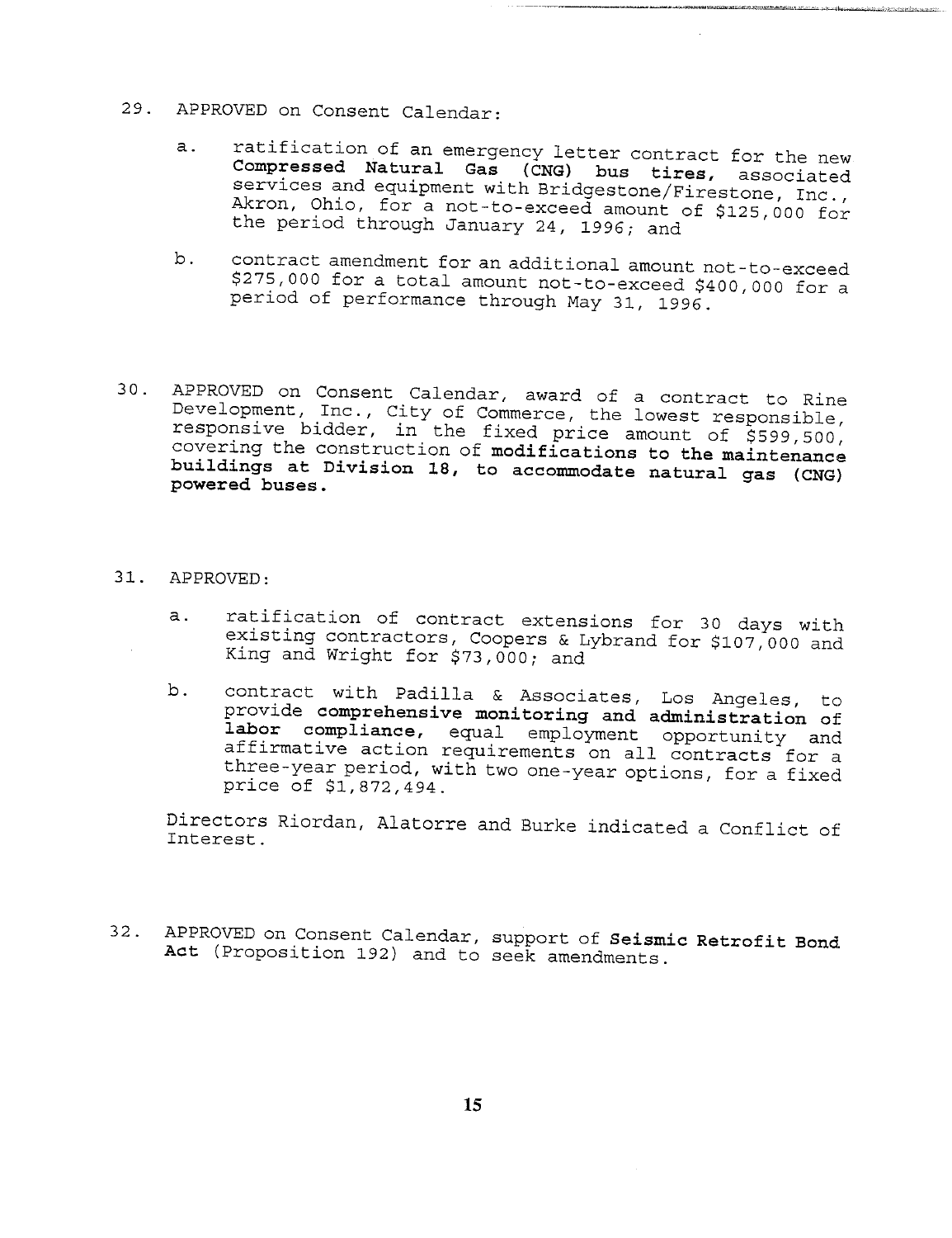29. APPROVED on Consent Calendar:

    a. ratification of an emergency letter contract for the new **Compressed Natural Gas (CNG) bus tires,** associated services and equipment with Bridgestone/Firestone, Inc., Akron, Ohio, for a not-to-exceed amount of $125,000 for the period through January 24, 1996; and

    b. contract amendment for an additional amount not-to-exceed $275,000 for a total amount not-to-exceed $400,000 for a period of performance through May 31, 1996.

30. APPROVED on Consent Calendar, award of a contract to Rine Development, Inc., City of Commerce, the lowest responsible, responsive bidder, in the fixed price amount of $599,500, covering the construction of **modifications to the maintenance buildings at Division 18, to accommodate natural gas (CNG) powered buses.**

31. APPROVED:

    a. ratification of contract extensions for 30 days with existing contractors, Coopers & Lybrand for $107,000 and King and Wright for $73,000; and

    b. contract with Padilla & Associates, Los Angeles, to provide **comprehensive monitoring and administration of labor compliance,** equal employment opportunity and affirmative action requirements on all contracts for a three-year period, with two one-year options, for a fixed price of $1,872,494.

    Directors Riordan, Alatorre and Burke indicated a Conflict of Interest.

32. APPROVED on Consent Calendar, support of **Seismic Retrofit Bond Act** (Proposition 192) and to seek amendments.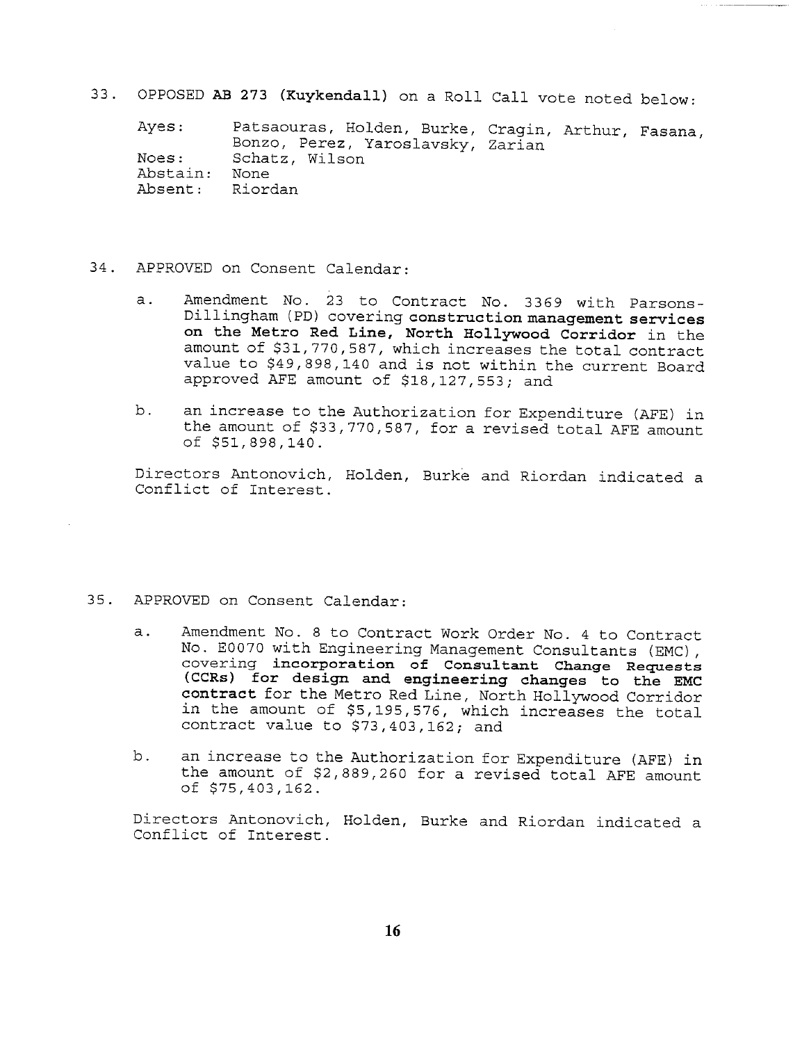33. OPPOSED **AB 273 (Kuykendall)** on a Roll Call vote noted below:

| | |
|---|---|
| Ayes: | Patsaouras, Holden, Burke, Cragin, Arthur, Fasana, Bonzo, Perez, Yaroslavsky, Zarian |
| Noes: | Schatz, Wilson |
| Abstain: | None |
| Absent: | Riordan |

34. APPROVED on Consent Calendar:

   a. Amendment No. 23 to Contract No. 3369 with Parsons-Dillingham (PD) covering **construction management services on the Metro Red Line, North Hollywood Corridor** in the amount of $31,770,587, which increases the total contract value to $49,898,140 and is not within the current Board approved AFE amount of $18,127,553; and

   b. an increase to the Authorization for Expenditure (AFE) in the amount of $33,770,587, for a revised total AFE amount of $51,898,140.

   Directors Antonovich, Holden, Burke and Riordan indicated a Conflict of Interest.

35. APPROVED on Consent Calendar:

   a. Amendment No. 8 to Contract Work Order No. 4 to Contract No. E0070 with Engineering Management Consultants (EMC), covering **incorporation of Consultant Change Requests (CCRs) for design and engineering changes to the EMC contract** for the Metro Red Line, North Hollywood Corridor in the amount of $5,195,576, which increases the total contract value to $73,403,162; and

   b. an increase to the Authorization for Expenditure (AFE) in the amount of $2,889,260 for a revised total AFE amount of $75,403,162.

   Directors Antonovich, Holden, Burke and Riordan indicated a Conflict of Interest.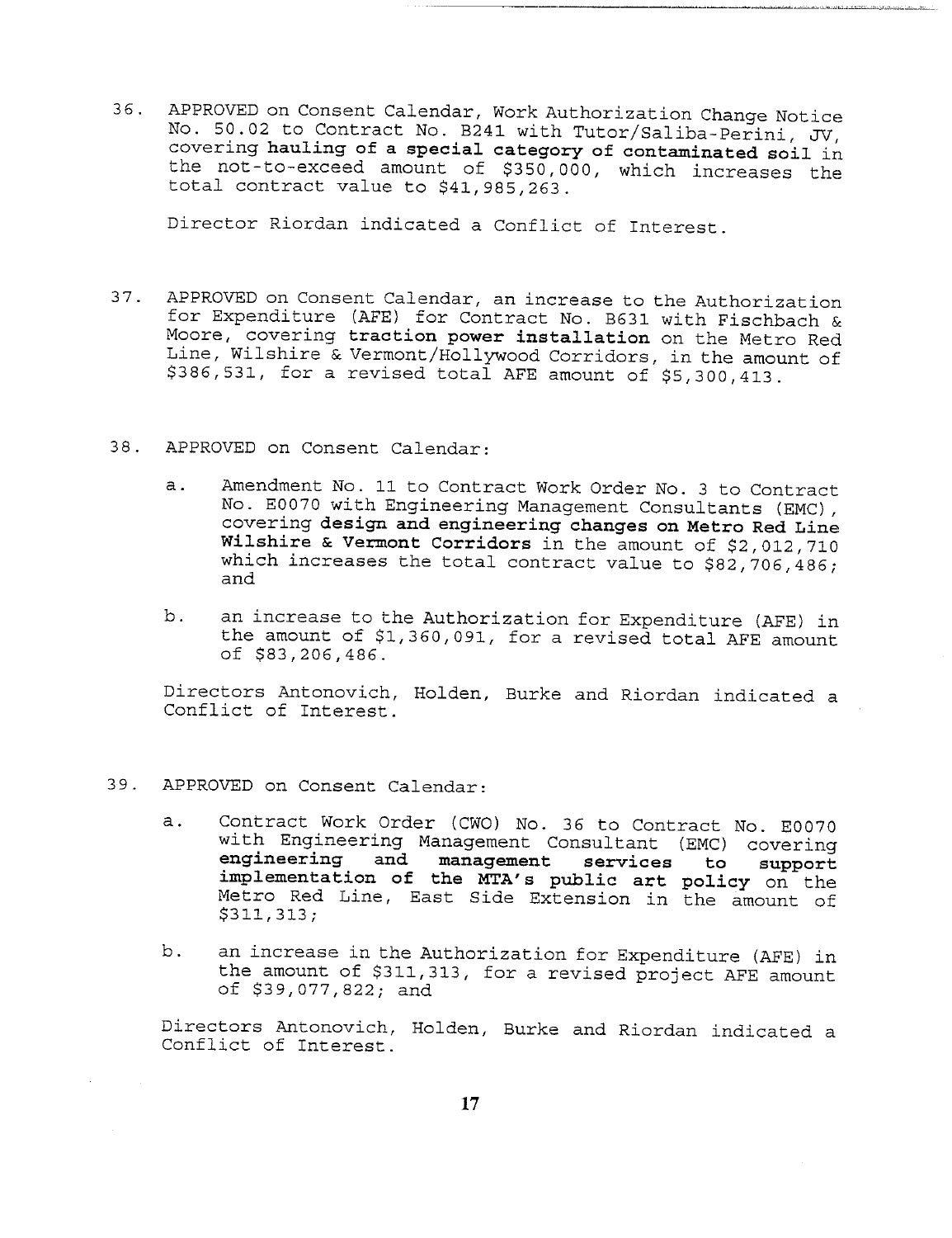36. APPROVED on Consent Calendar, Work Authorization Change Notice No. 50.02 to Contract No. B241 with Tutor/Saliba-Perini, JV, covering **hauling of a special category of contaminated soil** in the not-to-exceed amount of $350,000, which increases the total contract value to $41,985,263.

    Director Riordan indicated a Conflict of Interest.

37. APPROVED on Consent Calendar, an increase to the Authorization for Expenditure (AFE) for Contract No. B631 with Fischbach & Moore, covering **traction power installation** on the Metro Red Line, Wilshire & Vermont/Hollywood Corridors, in the amount of $386,531, for a revised total AFE amount of $5,300,413.

38. APPROVED on Consent Calendar:

    a. Amendment No. 11 to Contract Work Order No. 3 to Contract No. E0070 with Engineering Management Consultants (EMC), covering **design and engineering changes on Metro Red Line Wilshire & Vermont Corridors** in the amount of $2,012,710 which increases the total contract value to $82,706,486; and

    b. an increase to the Authorization for Expenditure (AFE) in the amount of $1,360,091, for a revised total AFE amount of $83,206,486.

    Directors Antonovich, Holden, Burke and Riordan indicated a Conflict of Interest.

39. APPROVED on Consent Calendar:

    a. Contract Work Order (CWO) No. 36 to Contract No. E0070 with Engineering Management Consultant (EMC) covering **engineering and management services to support implementation of the MTA's public art policy** on the Metro Red Line, East Side Extension in the amount of $311,313;

    b. an increase in the Authorization for Expenditure (AFE) in the amount of $311,313, for a revised project AFE amount of $39,077,822; and

    Directors Antonovich, Holden, Burke and Riordan indicated a Conflict of Interest.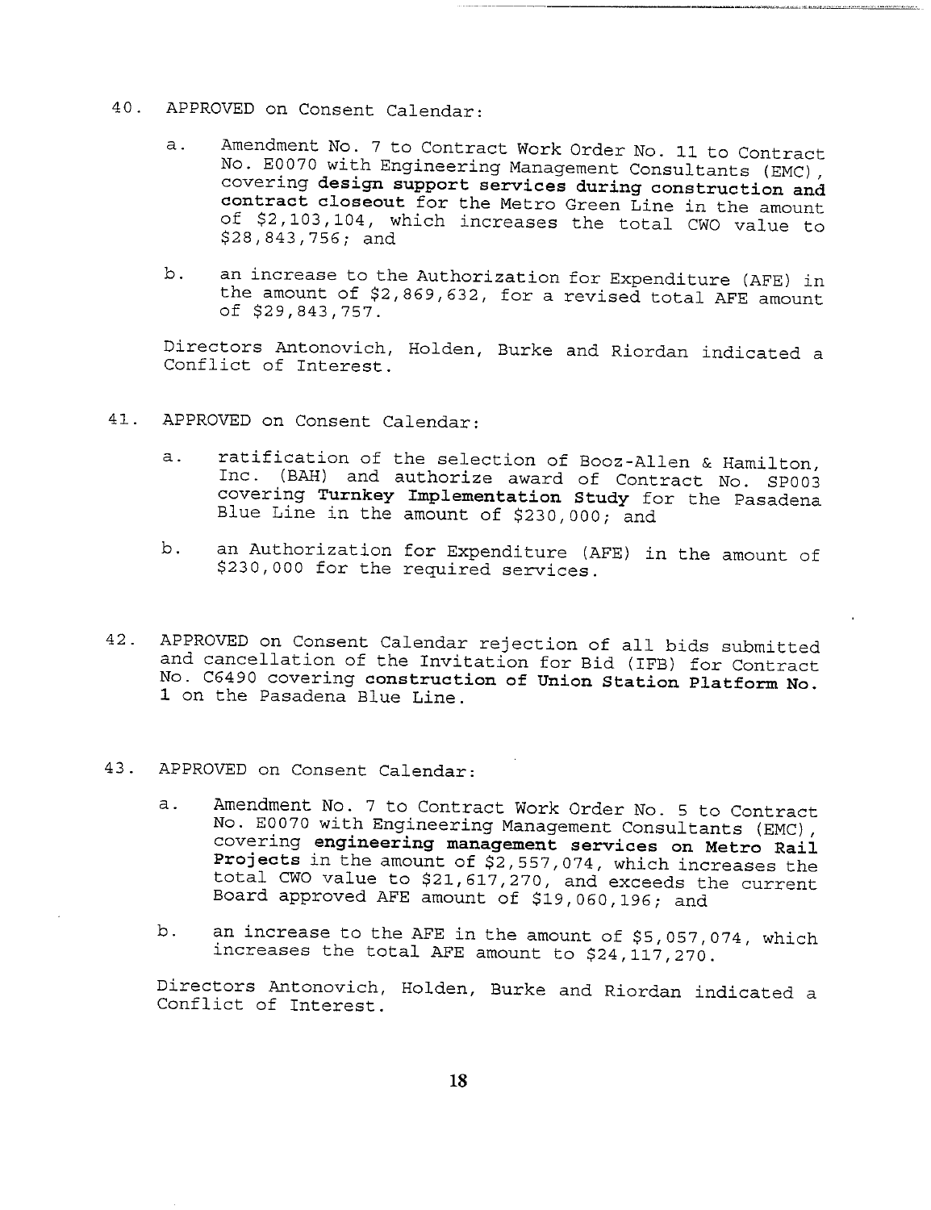40. APPROVED on Consent Calendar:

    a. Amendment No. 7 to Contract Work Order No. 11 to Contract No. E0070 with Engineering Management Consultants (EMC), covering **design support services during construction and contract closeout** for the Metro Green Line in the amount of $2,103,104, which increases the total CWO value to $28,843,756; and

    b. an increase to the Authorization for Expenditure (AFE) in the amount of $2,869,632, for a revised total AFE amount of $29,843,757.

    Directors Antonovich, Holden, Burke and Riordan indicated a Conflict of Interest.

41. APPROVED on Consent Calendar:

    a. ratification of the selection of Booz-Allen & Hamilton, Inc. (BAH) and authorize award of Contract No. SP003 covering **Turnkey Implementation Study** for the Pasadena Blue Line in the amount of $230,000; and

    b. an Authorization for Expenditure (AFE) in the amount of $230,000 for the required services.

42. APPROVED on Consent Calendar rejection of all bids submitted and cancellation of the Invitation for Bid (IFB) for Contract No. C6490 covering **construction of Union Station Platform No. 1** on the Pasadena Blue Line.

43. APPROVED on Consent Calendar:

    a. Amendment No. 7 to Contract Work Order No. 5 to Contract No. E0070 with Engineering Management Consultants (EMC), covering **engineering management services on Metro Rail Projects** in the amount of $2,557,074, which increases the total CWO value to $21,617,270, and exceeds the current Board approved AFE amount of $19,060,196; and

    b. an increase to the AFE in the amount of $5,057,074, which increases the total AFE amount to $24,117,270.

    Directors Antonovich, Holden, Burke and Riordan indicated a Conflict of Interest.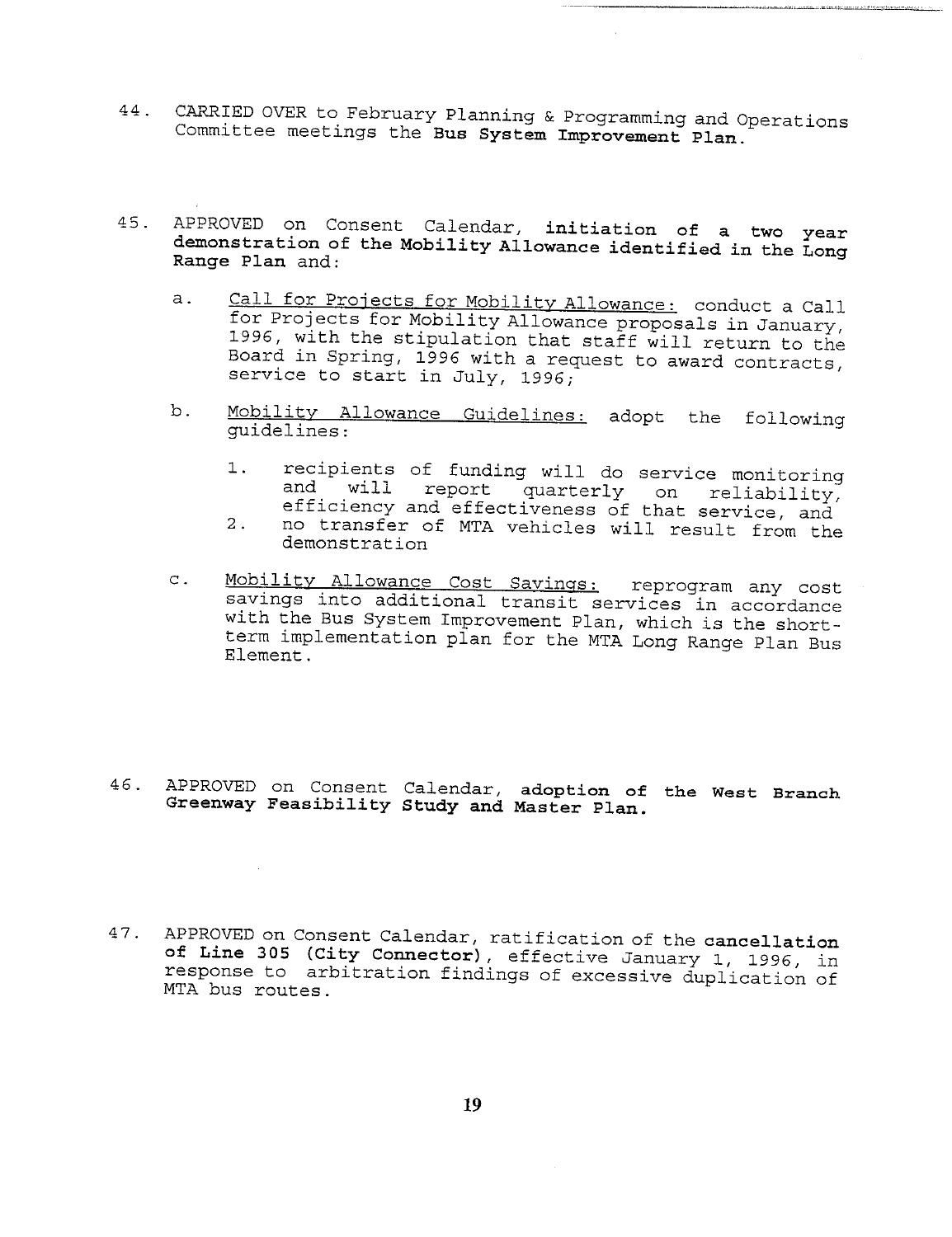44. CARRIED OVER to February Planning & Programming and Operations Committee meetings the **Bus System Improvement Plan.**

45. APPROVED on Consent Calendar, **initiation of a two year demonstration of the Mobility Allowance identified in the Long Range Plan** and:

    a. <u>Call for Projects for Mobility Allowance:</u> conduct a Call for Projects for Mobility Allowance proposals in January, 1996, with the stipulation that staff will return to the Board in Spring, 1996 with a request to award contracts, service to start in July, 1996;

    b. <u>Mobility Allowance Guidelines:</u> adopt the following guidelines:

        1. recipients of funding will do service monitoring and will report quarterly on reliability, efficiency and effectiveness of that service, and
        2. no transfer of MTA vehicles will result from the demonstration

    c. <u>Mobility Allowance Cost Savings:</u> reprogram any cost savings into additional transit services in accordance with the Bus System Improvement Plan, which is the short-term implementation plan for the MTA Long Range Plan Bus Element.

46. APPROVED on Consent Calendar, **adoption of the West Branch Greenway Feasibility Study and Master Plan.**

47. APPROVED on Consent Calendar, ratification of the **cancellation of Line 305 (City Connector)**, effective January 1, 1996, in response to arbitration findings of excessive duplication of MTA bus routes.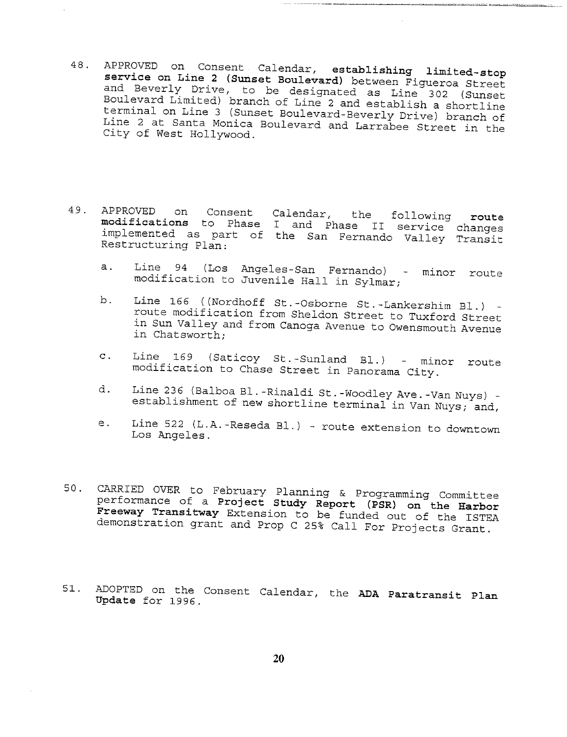48. APPROVED on Consent Calendar, **establishing limited-stop service on Line 2 (Sunset Boulevard)** between Figueroa Street and Beverly Drive, to be designated as Line 302 (Sunset Boulevard Limited) branch of Line 2 and establish a shortline terminal on Line 3 (Sunset Boulevard-Beverly Drive) branch of Line 2 at Santa Monica Boulevard and Larrabee Street in the City of West Hollywood.

49. APPROVED on Consent Calendar, the following **route modifications** to Phase I and Phase II service changes implemented as part of the San Fernando Valley Transit Restructuring Plan:

    a. Line 94 (Los Angeles-San Fernando) - minor route modification to Juvenile Hall in Sylmar;

    b. Line 166 ((Nordhoff St.-Osborne St.-Lankershim Bl.) - route modification from Sheldon Street to Tuxford Street in Sun Valley and from Canoga Avenue to Owensmouth Avenue in Chatsworth;

    c. Line 169 (Saticoy St.-Sunland Bl.) - minor route modification to Chase Street in Panorama City.

    d. Line 236 (Balboa Bl.-Rinaldi St.-Woodley Ave.-Van Nuys) - establishment of new shortline terminal in Van Nuys; and,

    e. Line 522 (L.A.-Reseda Bl.) - route extension to downtown Los Angeles.

50. CARRIED OVER to February Planning & Programming Committee performance of a **Project Study Report (PSR) on the Harbor Freeway Transitway** Extension to be funded out of the ISTEA demonstration grant and Prop C 25% Call For Projects Grant.

51. ADOPTED on the Consent Calendar, the **ADA Paratransit Plan Update** for 1996.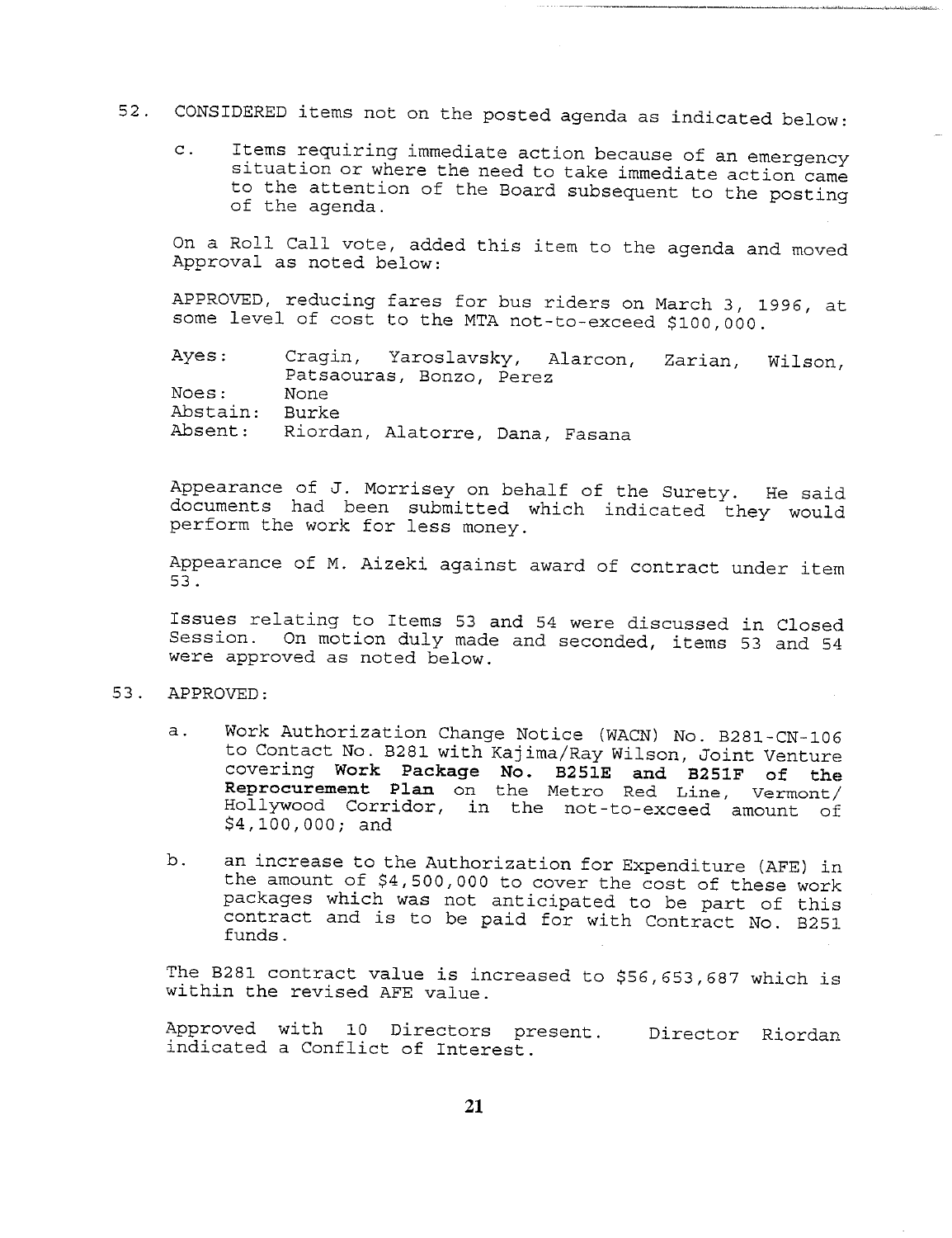52. CONSIDERED items not on the posted agenda as indicated below:

    c. Items requiring immediate action because of an emergency situation or where the need to take immediate action came to the attention of the Board subsequent to the posting of the agenda.

    On a Roll Call vote, added this item to the agenda and moved Approval as noted below:

    APPROVED, reducing fares for bus riders on March 3, 1996, at some level of cost to the MTA not-to-exceed $100,000.

    | | |
    |---|---|
    | Ayes: | Cragin, Yaroslavsky, Alarcon, Zarian, Wilson, Patsaouras, Bonzo, Perez |
    | Noes: | None |
    | Abstain: | Burke |
    | Absent: | Riordan, Alatorre, Dana, Fasana |

    Appearance of J. Morrisey on behalf of the Surety. He said documents had been submitted which indicated they would perform the work for less money.

    Appearance of M. Aizeki against award of contract under item 53.

    Issues relating to Items 53 and 54 were discussed in Closed Session. On motion duly made and seconded, items 53 and 54 were approved as noted below.

53. APPROVED:

    a. Work Authorization Change Notice (WACN) No. B281-CN-106 to Contact No. B281 with Kajima/Ray Wilson, Joint Venture covering **Work Package No. B251E and B251F of the Reprocurement Plan** on the Metro Red Line, Vermont/ Hollywood Corridor, in the not-to-exceed amount of $4,100,000; and

    b. an increase to the Authorization for Expenditure (AFE) in the amount of $4,500,000 to cover the cost of these work packages which was not anticipated to be part of this contract and is to be paid for with Contract No. B251 funds.

    The B281 contract value is increased to $56,653,687 which is within the revised AFE value.

    Approved with 10 Directors present. Director Riordan indicated a Conflict of Interest.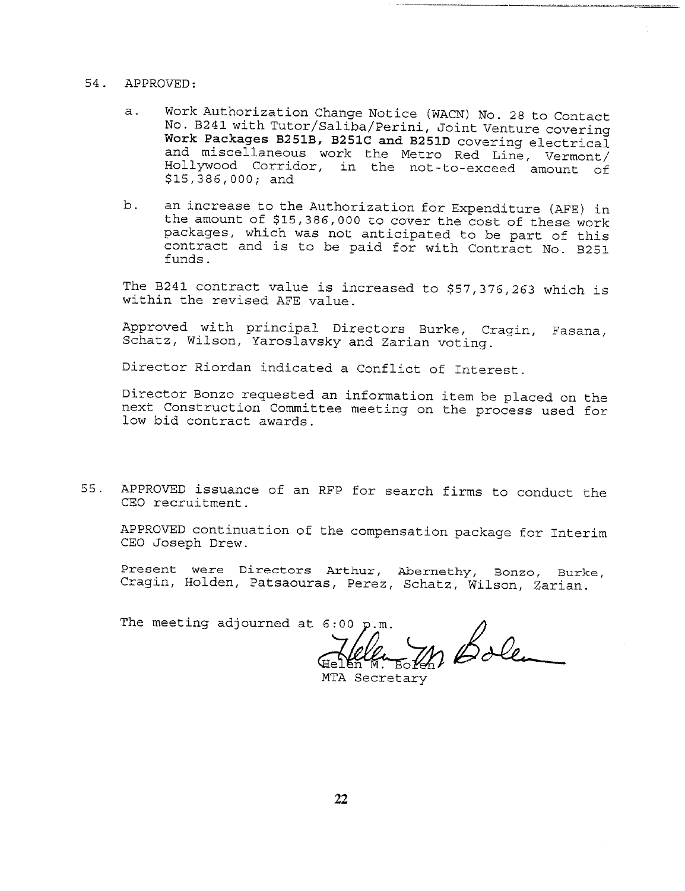54. APPROVED:

   a. Work Authorization Change Notice (WACN) No. 28 to Contact No. B241 with Tutor/Saliba/Perini, Joint Venture covering **Work Packages B251B, B251C and B251D** covering electrical and miscellaneous work the Metro Red Line, Vermont/ Hollywood Corridor, in the not-to-exceed amount of $15,386,000; and

   b. an increase to the Authorization for Expenditure (AFE) in the amount of $15,386,000 to cover the cost of these work packages, which was not anticipated to be part of this contract and is to be paid for with Contract No. B251 funds.

   The B241 contract value is increased to $57,376,263 which is within the revised AFE value.

   Approved with principal Directors Burke, Cragin, Fasana, Schatz, Wilson, Yaroslavsky and Zarian voting.

   Director Riordan indicated a Conflict of Interest.

   Director Bonzo requested an information item be placed on the next Construction Committee meeting on the process used for low bid contract awards.

55. APPROVED issuance of an RFP for search firms to conduct the CEO recruitment.

   APPROVED continuation of the compensation package for Interim CEO Joseph Drew.

   Present were Directors Arthur, Abernethy, Bonzo, Burke, Cragin, Holden, Patsaouras, Perez, Schatz, Wilson, Zarian.

The meeting adjourned at 6:00 p.m.

Helen M. Bolen
MTA Secretary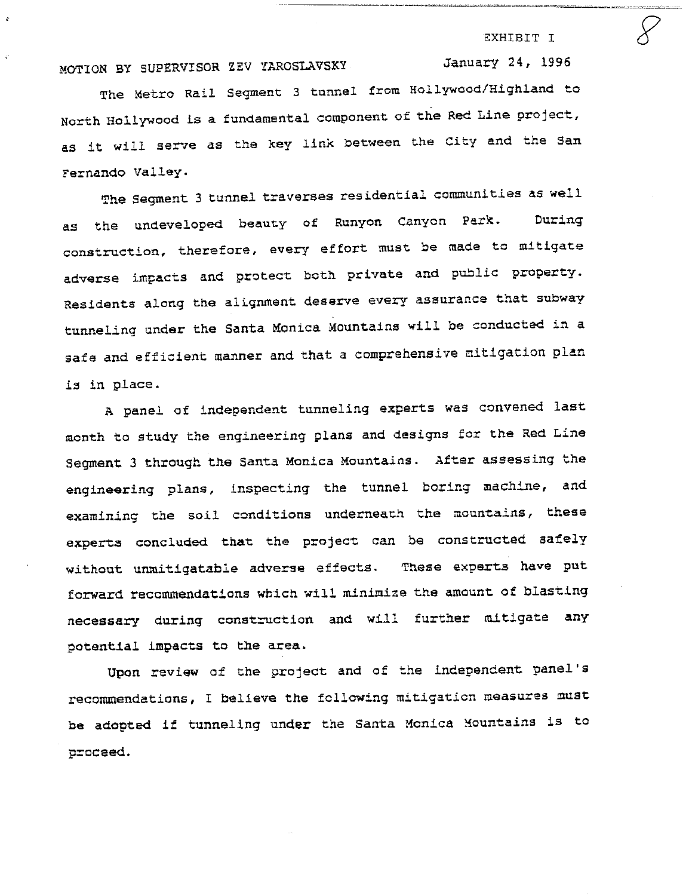EXHIBIT I

MOTION BY SUPERVISOR ZEV YAROSLAVSKY January 24, 1996

The Metro Rail Segment 3 tunnel from Hollywood/Highland to North Hollywood is a fundamental component of the Red Line project, as it will serve as the key link between the City and the San Fernando Valley.

The Segment 3 tunnel traverses residential communities as well as the undeveloped beauty of Runyon Canyon Park. During construction, therefore, every effort must be made to mitigate adverse impacts and protect both private and public property. Residents along the alignment deserve every assurance that subway tunneling under the Santa Monica Mountains will be conducted in a safe and efficient manner and that a comprehensive mitigation plan is in place.

A panel of independent tunneling experts was convened last month to study the engineering plans and designs for the Red Line Segment 3 through the Santa Monica Mountains. After assessing the engineering plans, inspecting the tunnel boring machine, and examining the soil conditions underneath the mountains, these experts concluded that the project can be constructed safely without unmitigatable adverse effects. These experts have put forward recommendations which will minimize the amount of blasting necessary during construction and will further mitigate any potential impacts to the area.

Upon review of the project and of the independent panel's recommendations, I believe the following mitigation measures must be adopted if tunneling under the Santa Monica Mountains is to proceed.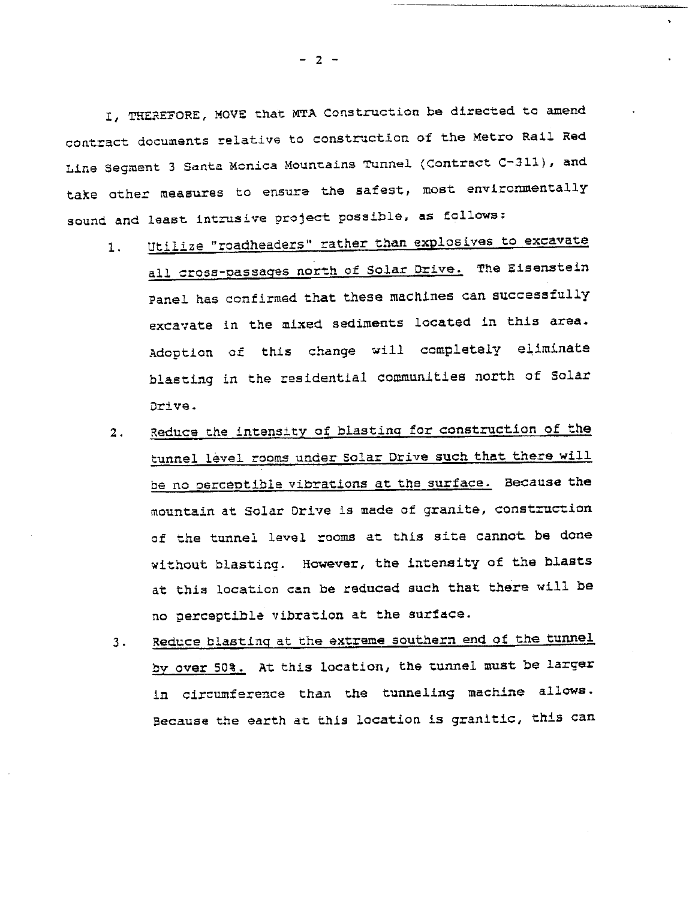I, THEREFORE, MOVE that MTA Construction be directed to amend contract documents relative to construction of the Metro Rail Red Line Segment 3 Santa Monica Mountains Tunnel (Contract C-311), and take other measures to ensure the safest, most environmentally sound and least intrusive project possible, as follows:

1. Utilize "roadheaders" rather than explosives to excavate all cross-passages north of Solar Drive. The Eisenstein Panel has confirmed that these machines can successfully excavate in the mixed sediments located in this area. Adoption of this change will completely eliminate blasting in the residential communities north of Solar Drive.

2. Reduce the intensity of blasting for construction of the tunnel level rooms under Solar Drive such that there will be no perceptible vibrations at the surface. Because the mountain at Solar Drive is made of granite, construction of the tunnel level rooms at this site cannot be done without blasting. However, the intensity of the blasts at this location can be reduced such that there will be no perceptible vibration at the surface.

3. Reduce blasting at the extreme southern end of the tunnel by over 50%. At this location, the tunnel must be larger in circumference than the tunneling machine allows. Because the earth at this location is granitic, this can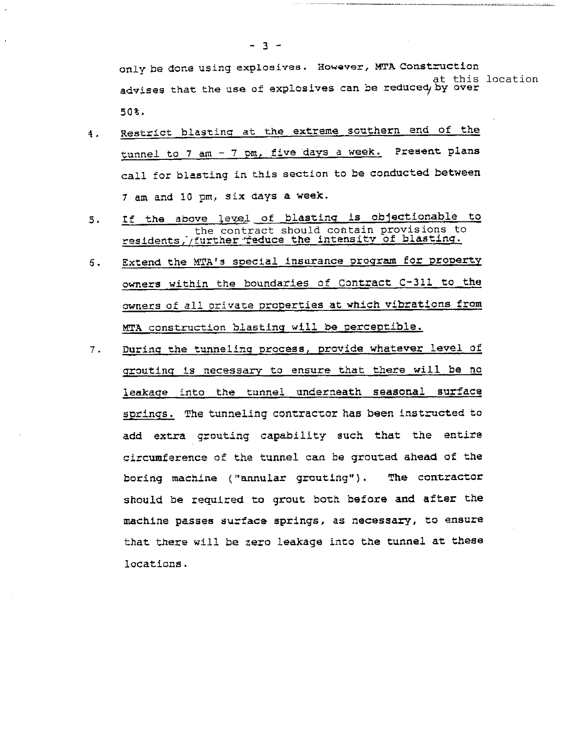only be done using explosives. However, MTA Construction advises that the use of explosives can be reduced at this location by over 50%.

4. Restrict blasting at the extreme southern end of the tunnel to 7 am - 7 pm, five days a week. Present plans call for blasting in this section to be conducted between 7 am and 10 pm, six days a week.

5. If the above level of blasting is objectionable to residents, the contract should contain provisions to further reduce the intensity of blasting.

6. Extend the MTA's special insurance program for property owners within the boundaries of Contract C-311 to the owners of all private properties at which vibrations from MTA construction blasting will be perceptible.

7. During the tunneling process, provide whatever level of grouting is necessary to ensure that there will be no leakage into the tunnel underneath seasonal surface springs. The tunneling contractor has been instructed to add extra grouting capability such that the entire circumference of the tunnel can be grouted ahead of the boring machine ("annular grouting"). The contractor should be required to grout both before and after the machine passes surface springs, as necessary, to ensure that there will be zero leakage into the tunnel at these locations.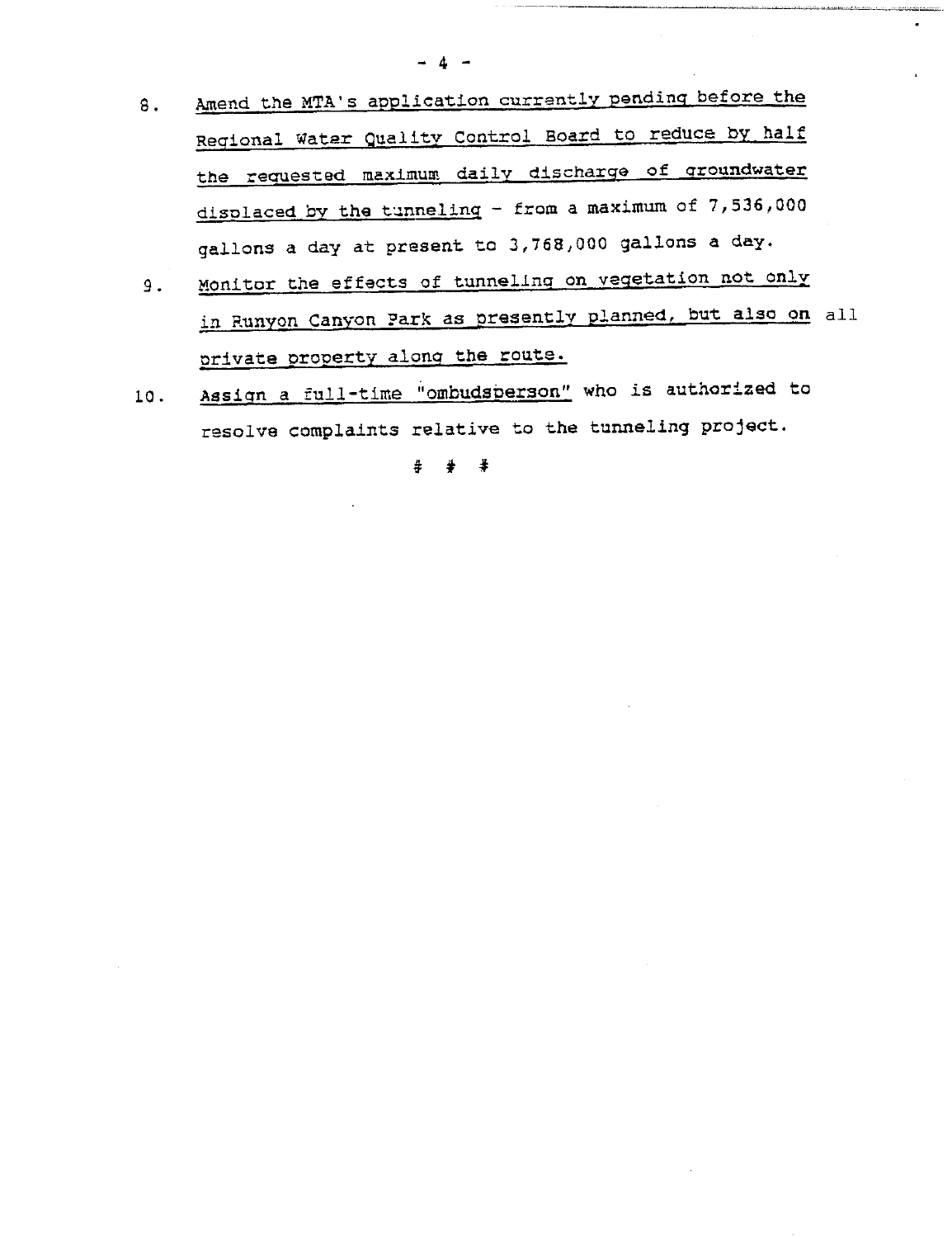8. Amend the MTA's application currently pending before the Regional Water Quality Control Board to reduce by half the requested maximum daily discharge of groundwater displaced by the tunneling - from a maximum of 7,536,000 gallons a day at present to 3,768,000 gallons a day.

9. Monitor the effects of tunneling on vegetation not only in Runyon Canyon Park as presently planned, but also on all private property along the route.

10. Assign a full-time "ombudsperson" who is authorized to resolve complaints relative to the tunneling project.

# # #